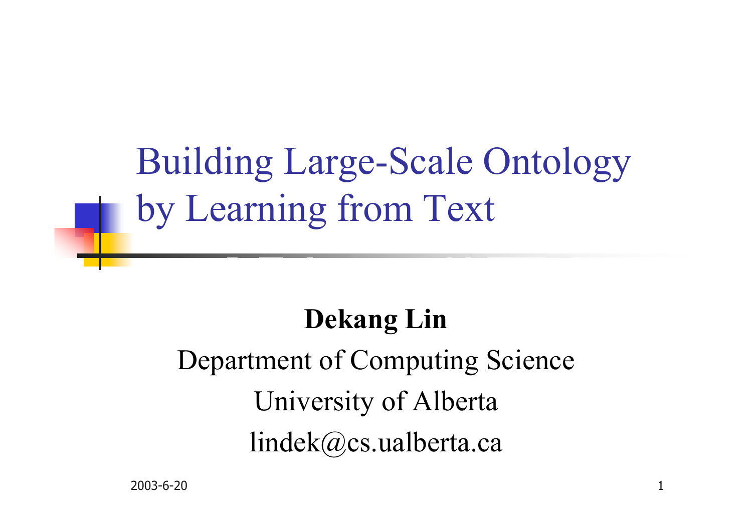# Building Large-Scale Ontology by Learning from Text

**Dekang Lin**

Department of Computing Science

University of Alberta

lindek@cs.ualberta.ca

2003-6-20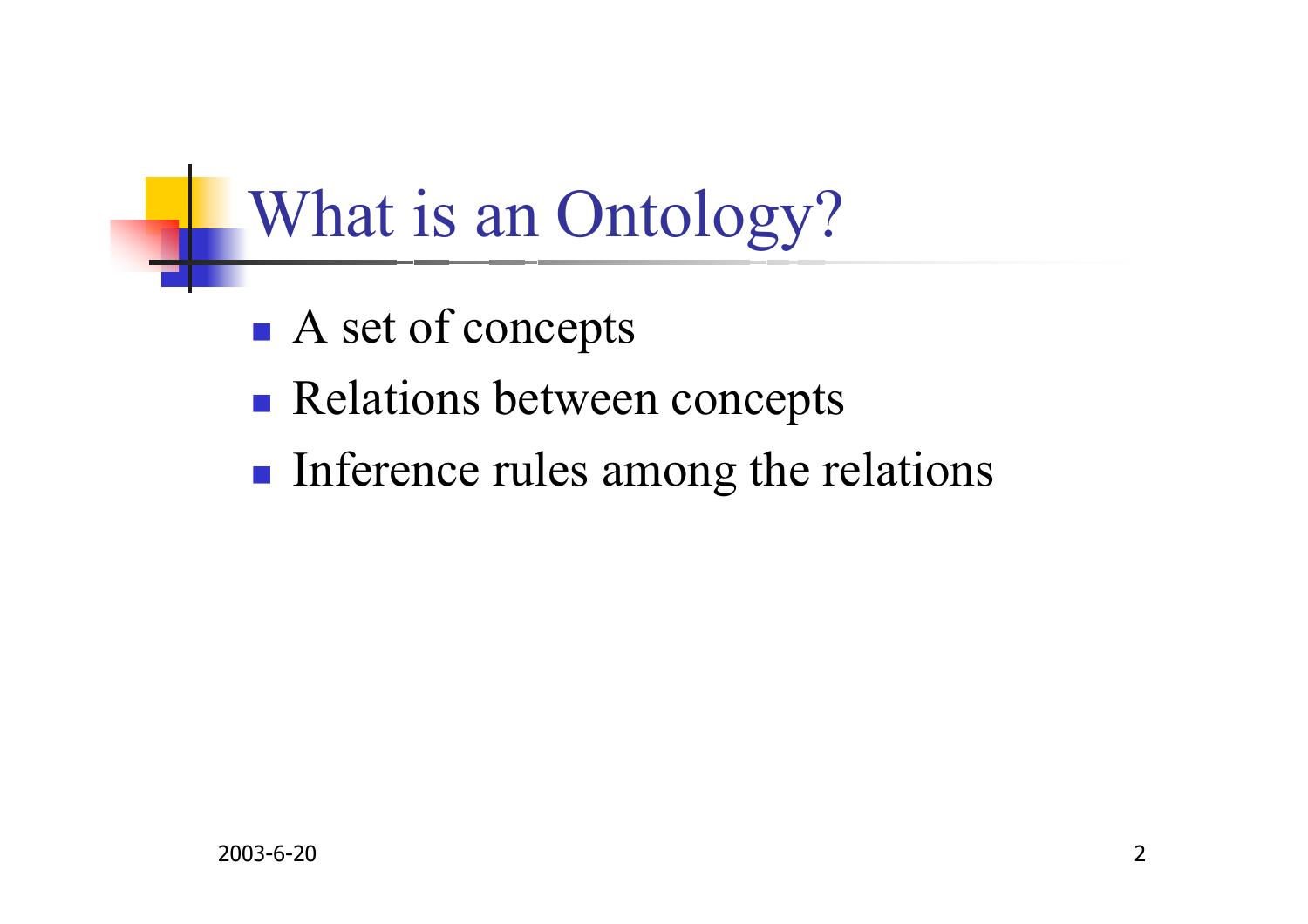# What is an Ontology?

- A set of concepts
- Relations between concepts
- Inference rules among the relations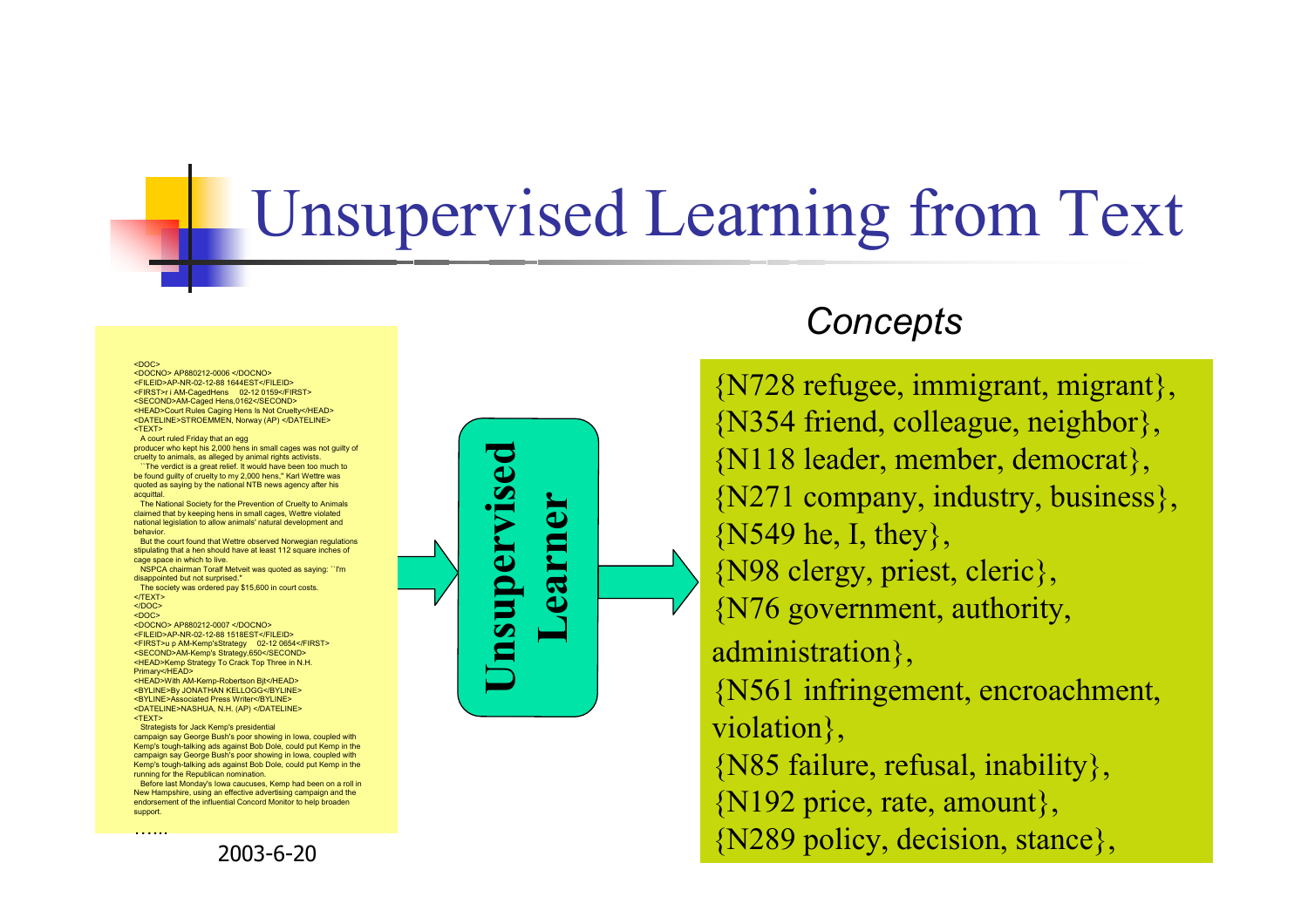# Unsupervised Learning from Text

```
<DOC>
<DOCNO> AP880212-0006 </DOCNO>
<FILEID>AP-NR-02-12-88 1644EST</FILEID>
<FIRST>r i AM-CagedHens    02-12 0159</FIRST>
<SECOND>AM-Caged Hens,0162</SECOND>
<HEAD>Court Rules Caging Hens Is Not Cruelty</HEAD>
<DATELINE>STROEMMEN, Norway (AP) </DATELINE>
<TEXT>
   A court ruled Friday that an egg
producer who kept his 2,000 hens in small cages was not guilty of
cruelty to animals, as alleged by animal rights activists.
   ``The verdict is a great relief. It would have been too much to
be found guilty of cruelty to my 2,000 hens,'' Karl Wettre was
quoted as saying by the national NTB news agency after his
acquittal.
   The National Society for the Prevention of Cruelty to Animals
claimed that by keeping hens in small cages, Wettre violated
national legislation to allow animals' natural development and
behavior.
   But the court found that Wettre observed Norwegian regulations
stipulating that a hen should have at least 112 square inches of
cage space in which to live.
   NSPCA chairman Toralf Metveit was quoted as saying: ``I'm
disappointed but not surprised.''
   The society was ordered pay $15,600 in court costs.
</TEXT>
</DOC>
<DOC>
<DOCNO> AP880212-0007 </DOCNO>
<FILEID>AP-NR-02-12-88 1518EST</FILEID>
<FIRST>u p AM-Kemp'sStrategy    02-12 0654</FIRST>
<SECOND>AM-Kemp's Strategy,650</SECOND>
<HEAD>Kemp Strategy To Crack Top Three in N.H.
Primary</HEAD>
<HEAD>With AM-Kemp-Robertson Bjt</HEAD>
<BYLINE>By JONATHAN KELLOGG</BYLINE>
<BYLINE>Associated Press Writer</BYLINE>
<DATELINE>NASHUA, N.H. (AP) </DATELINE>
<TEXT>
   Strategists for Jack Kemp's presidential
campaign say George Bush's poor showing in Iowa, coupled with
Kemp's tough-talking ads against Bob Dole, could put Kemp in the
campaign say George Bush's poor showing in Iowa, coupled with
Kemp's tough-talking ads against Bob Dole, could put Kemp in the
running for the Republican nomination.
   Before last Monday's Iowa caucuses, Kemp had been on a roll in
New Hampshire, using an effective advertising campaign and the
endorsement of the influential Concord Monitor to help broaden
support.
……
```

→ **Unsupervised Learner** →

*Concepts*

{N728 refugee, immigrant, migrant},
{N354 friend, colleague, neighbor},
{N118 leader, member, democrat},
{N271 company, industry, business},
{N549 he, I, they},
{N98 clergy, priest, cleric},
{N76 government, authority, administration},
{N561 infringement, encroachment, violation},
{N85 failure, refusal, inability},
{N192 price, rate, amount},
{N289 policy, decision, stance},

2003-6-20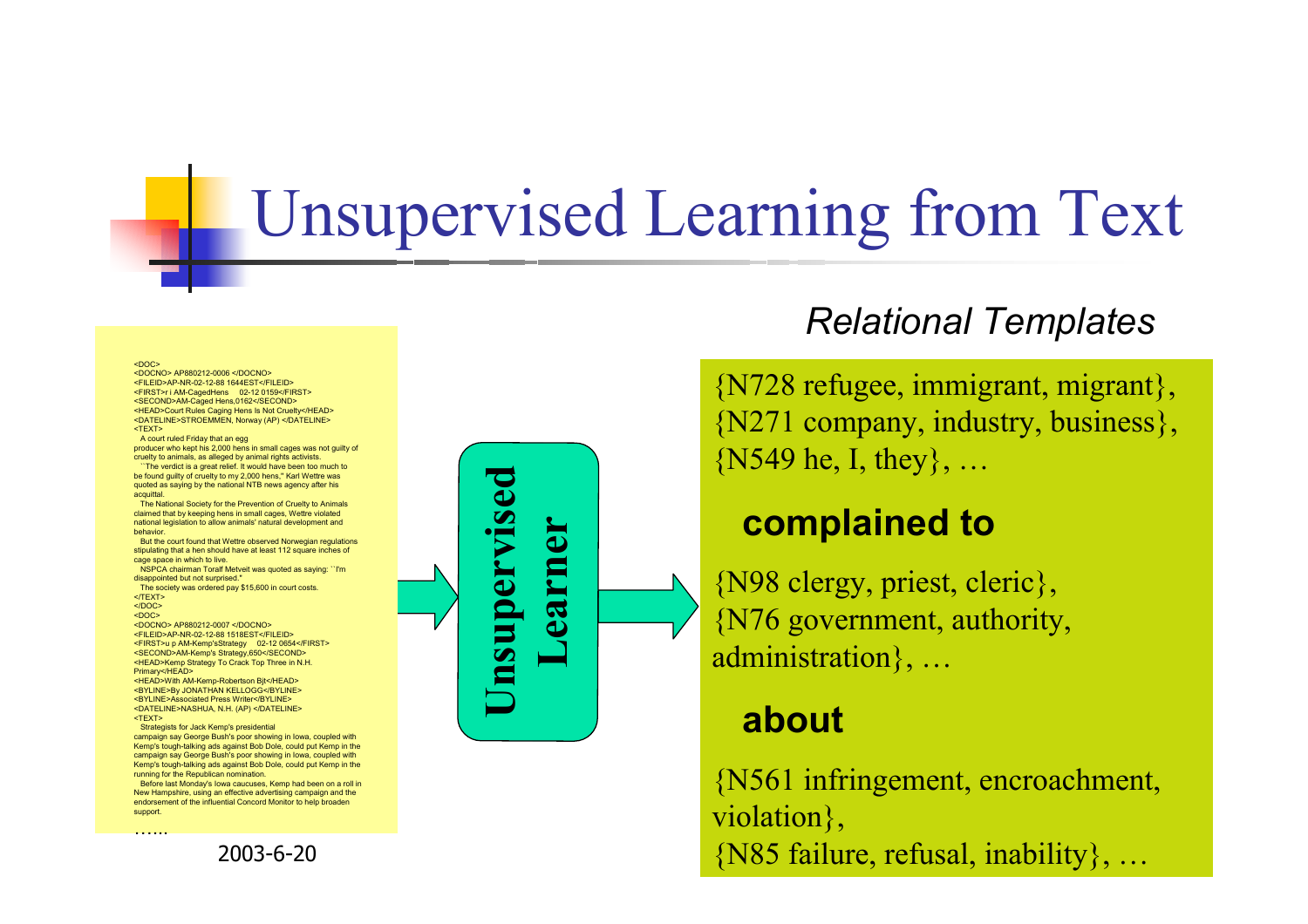# Unsupervised Learning from Text

```
<DOC>
<DOCNO> AP880212-0006 </DOCNO>
<FILEID>AP-NR-02-12-88 1644EST</FILEID>
<FIRST>r i AM-CagedHens    02-12 0159</FIRST>
<SECOND>AM-Caged Hens,0162</SECOND>
<HEAD>Court Rules Caging Hens Is Not Cruelty</HEAD>
<DATELINE>STROEMMEN, Norway (AP) </DATELINE>
<TEXT>
   A court ruled Friday that an egg
producer who kept his 2,000 hens in small cages was not guilty of
cruelty to animals, as alleged by animal rights activists.
   ``The verdict is a great relief. It would have been too much to
be found guilty of cruelty to my 2,000 hens,'' Karl Wettre was
quoted as saying by the national NTB news agency after his
acquittal.
   The National Society for the Prevention of Cruelty to Animals
claimed that by keeping hens in small cages, Wettre violated
national legislation to allow animals' natural development and
behavior.
   But the court found that Wettre observed Norwegian regulations
stipulating that a hen should have at least 112 square inches of
cage space in which to live.
   NSPCA chairman Toralf Metveit was quoted as saying: ``I'm
disappointed but not surprised.''
   The society was ordered pay $15,600 in court costs.
</TEXT>
</DOC>
<DOC>
<DOCNO> AP880212-0007 </DOCNO>
<FILEID>AP-NR-02-12-88 1518EST</FILEID>
<FIRST>u p AM-Kemp'sStrategy    02-12 0654</FIRST>
<SECOND>AM-Kemp's Strategy,650</SECOND>
<HEAD>Kemp Strategy To Crack Top Three in N.H.
Primary</HEAD>
<HEAD>With AM-Kemp-Robertson Bjt</HEAD>
<BYLINE>By JONATHAN KELLOGG</BYLINE>
<BYLINE>Associated Press Writer</BYLINE>
<DATELINE>NASHUA, N.H. (AP) </DATELINE>
<TEXT>
   Strategists for Jack Kemp's presidential
campaign say George Bush's poor showing in Iowa, coupled with
Kemp's tough-talking ads against Bob Dole, could put Kemp in the
campaign say George Bush's poor showing in Iowa, coupled with
Kemp's tough-talking ads against Bob Dole, could put Kemp in the
running for the Republican nomination.
   Before last Monday's Iowa caucuses, Kemp had been on a roll in
New Hampshire, using an effective advertising campaign and the
endorsement of the influential Concord Monitor to help broaden
support.
……
```

→ **Unsupervised Learner** →

*Relational Templates*

{N728 refugee, immigrant, migrant},
{N271 company, industry, business},
{N549 he, I, they}, …

**complained to**

{N98 clergy, priest, cleric},
{N76 government, authority, administration}, …

**about**

{N561 infringement, encroachment, violation},
{N85 failure, refusal, inability}, …

2003-6-20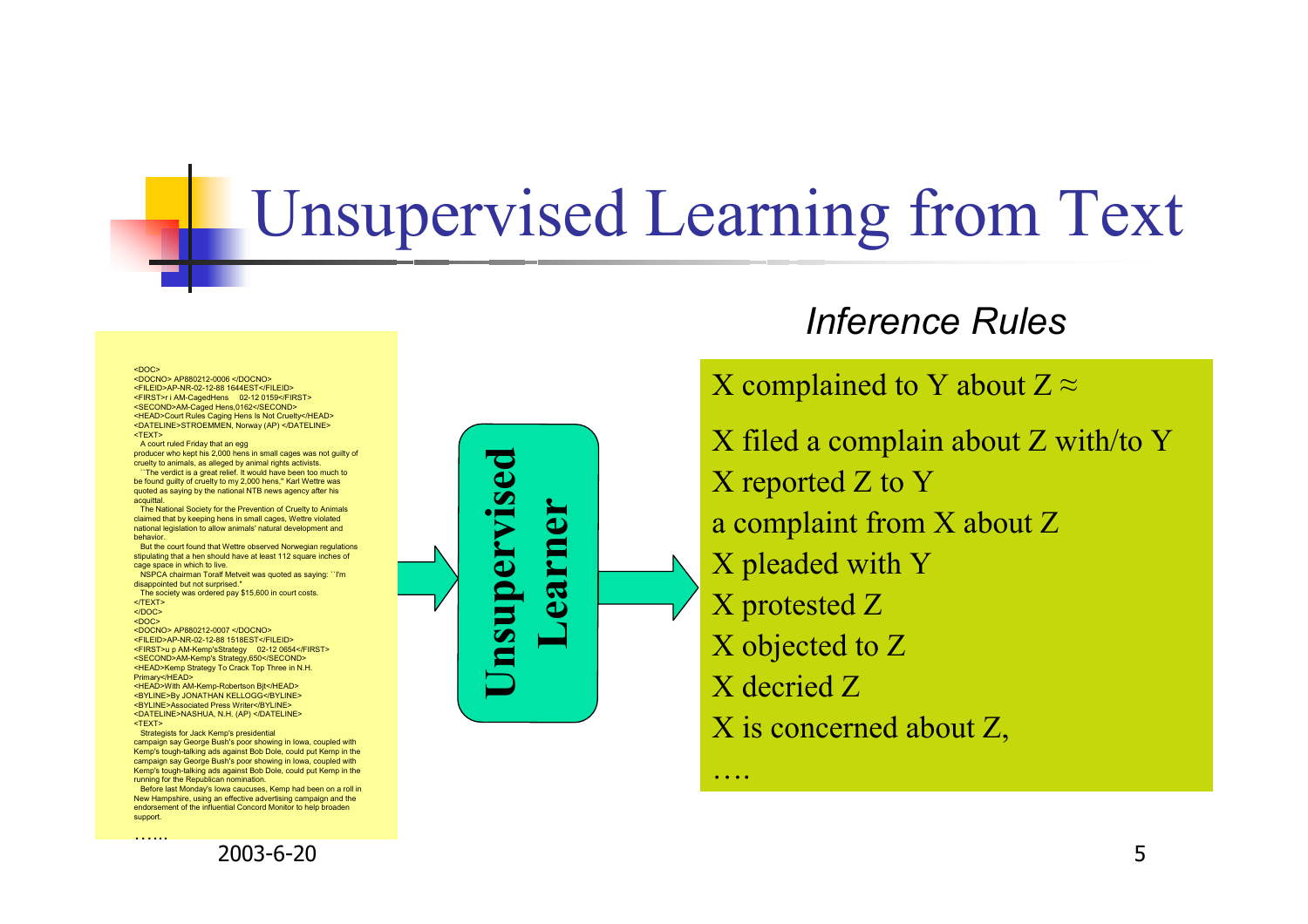# Unsupervised Learning from Text

```
<DOC>
<DOCNO> AP880212-0006 </DOCNO>
<FILEID>AP-NR-02-12-88 1644EST</FILEID>
<FIRST>r i AM-CagedHens    02-12 0159</FIRST>
<SECOND>AM-Caged Hens,0162</SECOND>
<HEAD>Court Rules Caging Hens Is Not Cruelty</HEAD>
<DATELINE>STROEMMEN, Norway (AP) </DATELINE>
<TEXT>
   A court ruled Friday that an egg
producer who kept his 2,000 hens in small cages was not guilty of
cruelty to animals, as alleged by animal rights activists.
   ``The verdict is a great relief. It would have been too much to
be found guilty of cruelty to my 2,000 hens,'' Karl Wettre was
quoted as saying by the national NTB news agency after his
acquittal.
   The National Society for the Prevention of Cruelty to Animals
claimed that by keeping hens in small cages, Wettre violated
national legislation to allow animals' natural development and
behavior.
   But the court found that Wettre observed Norwegian regulations
stipulating that a hen should have at least 112 square inches of
cage space in which to live.
   NSPCA chairman Toralf Metveit was quoted as saying: ``I'm
disappointed but not surprised.''
   The society was ordered pay $15,600 in court costs.
</TEXT>
</DOC>
<DOC>
<DOCNO> AP880212-0007 </DOCNO>
<FILEID>AP-NR-02-12-88 1518EST</FILEID>
<FIRST>u p AM-Kemp'sStrategy    02-12 0654</FIRST>
<SECOND>AM-Kemp's Strategy,650</SECOND>
<HEAD>Kemp Strategy To Crack Top Three in N.H.
Primary</HEAD>
<HEAD>With AM-Kemp-Robertson Bjt</HEAD>
<BYLINE>By JONATHAN KELLOGG</BYLINE>
<BYLINE>Associated Press Writer</BYLINE>
<DATELINE>NASHUA, N.H. (AP) </DATELINE>
<TEXT>
   Strategists for Jack Kemp's presidential
campaign say George Bush's poor showing in Iowa, coupled with
Kemp's tough-talking ads against Bob Dole, could put Kemp in the
campaign say George Bush's poor showing in Iowa, coupled with
Kemp's tough-talking ads against Bob Dole, could put Kemp in the
running for the Republican nomination.
   Before last Monday's Iowa caucuses, Kemp had been on a roll in
New Hampshire, using an effective advertising campaign and the
endorsement of the influential Concord Monitor to help broaden
support.
……
```

→ **Unsupervised Learner** →

*Inference Rules*

X complained to Y about Z ≈

- X filed a complain about Z with/to Y
- X reported Z to Y
- a complaint from X about Z
- X pleaded with Y
- X protested Z
- X objected to Z
- X decried Z
- X is concerned about Z,
- ….

2003-6-20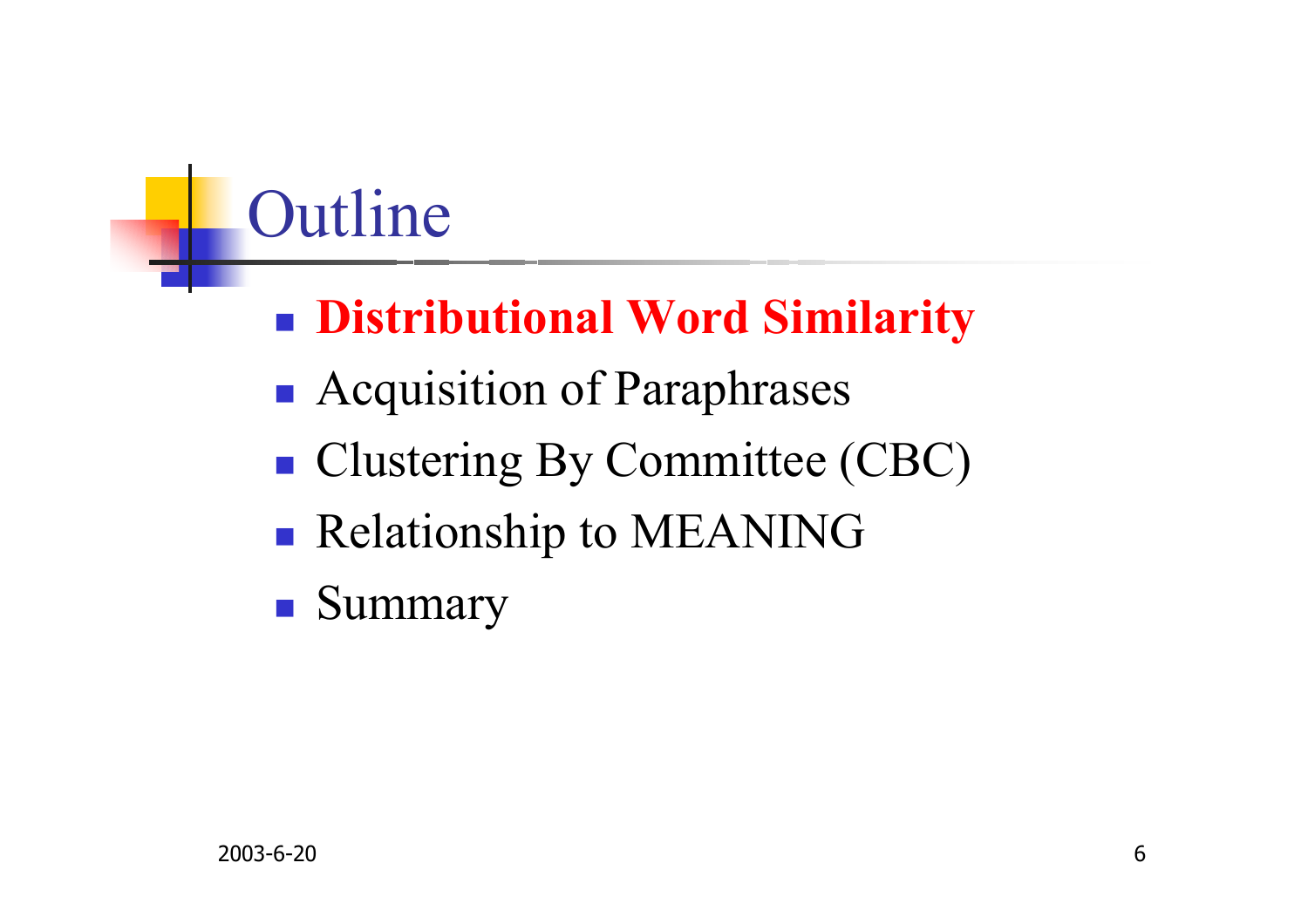# Outline

- **Distributional Word Similarity**
- Acquisition of Paraphrases
- Clustering By Committee (CBC)
- Relationship to MEANING
- Summary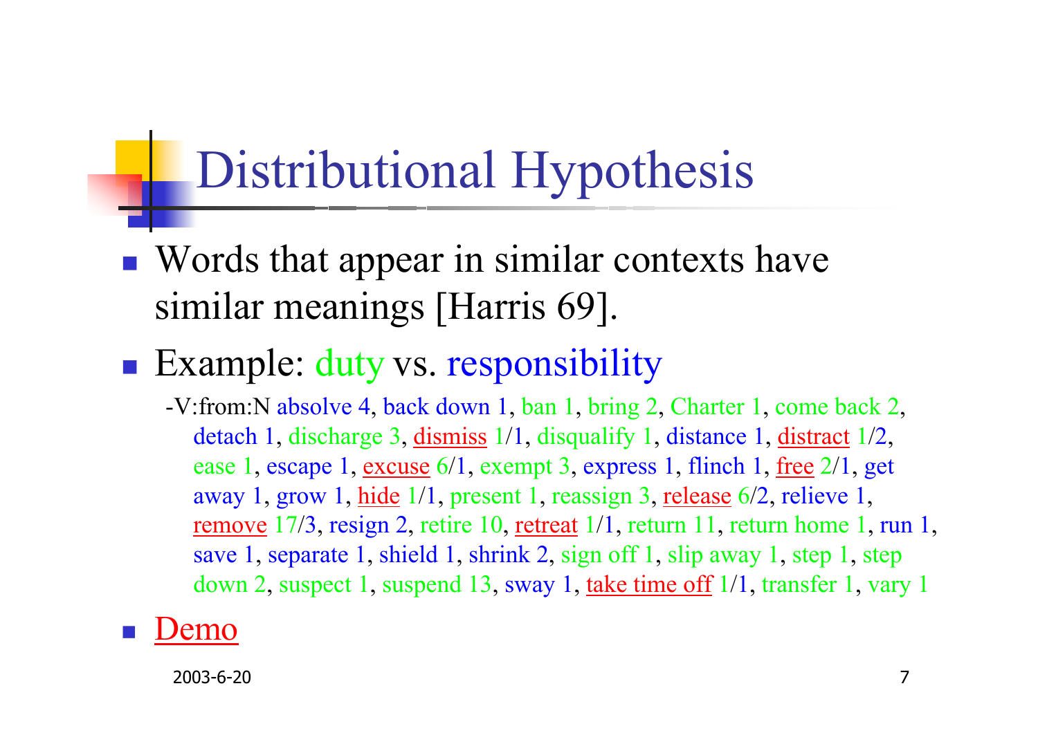# Distributional Hypothesis

- Words that appear in similar contexts have similar meanings [Harris 69].
- Example: duty vs. responsibility
  - -V:from:N absolve 4, back down 1, ban 1, bring 2, Charter 1, come back 2, detach 1, discharge 3, dismiss 1/1, disqualify 1, distance 1, distract 1/2, ease 1, escape 1, excuse 6/1, exempt 3, express 1, flinch 1, free 2/1, get away 1, grow 1, hide 1/1, present 1, reassign 3, release 6/2, relieve 1, remove 17/3, resign 2, retire 10, retreat 1/1, return 11, return home 1, run 1, save 1, separate 1, shield 1, shrink 2, sign off 1, slip away 1, step 1, step down 2, suspect 1, suspend 13, sway 1, take time off 1/1, transfer 1, vary 1
- Demo

2003-6-20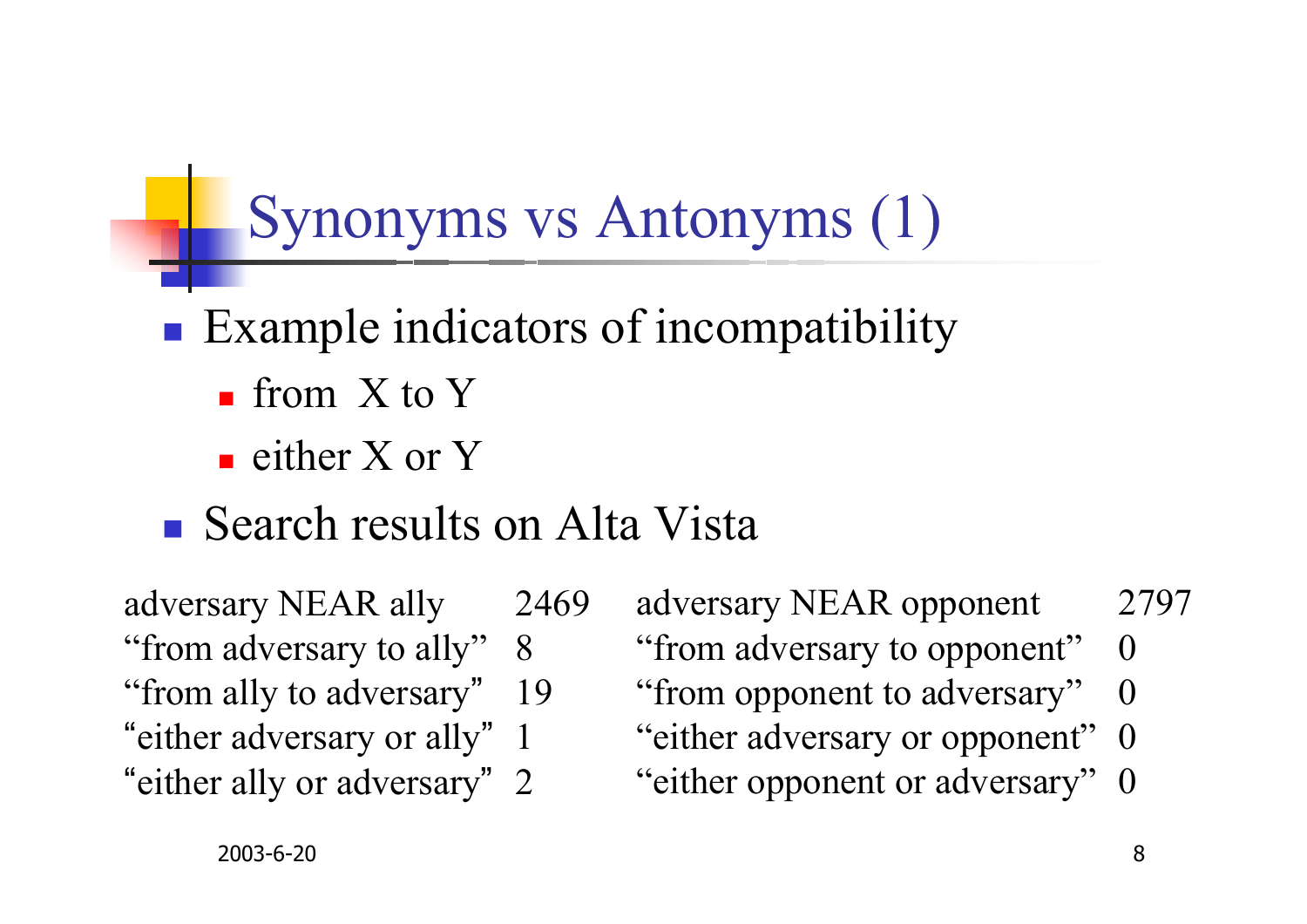# Synonyms vs Antonyms (1)

- Example indicators of incompatibility
  - from X to Y
  - either X or Y
- Search results on Alta Vista

| Query | Count | Query | Count |
|---|---|---|---|
| adversary NEAR ally | 2469 | adversary NEAR opponent | 2797 |
| "from adversary to ally" | 8 | "from adversary to opponent" | 0 |
| "from ally to adversary" | 19 | "from opponent to adversary" | 0 |
| "either adversary or ally" | 1 | "either adversary or opponent" | 0 |
| "either ally or adversary" | 2 | "either opponent or adversary" | 0 |

2003-6-20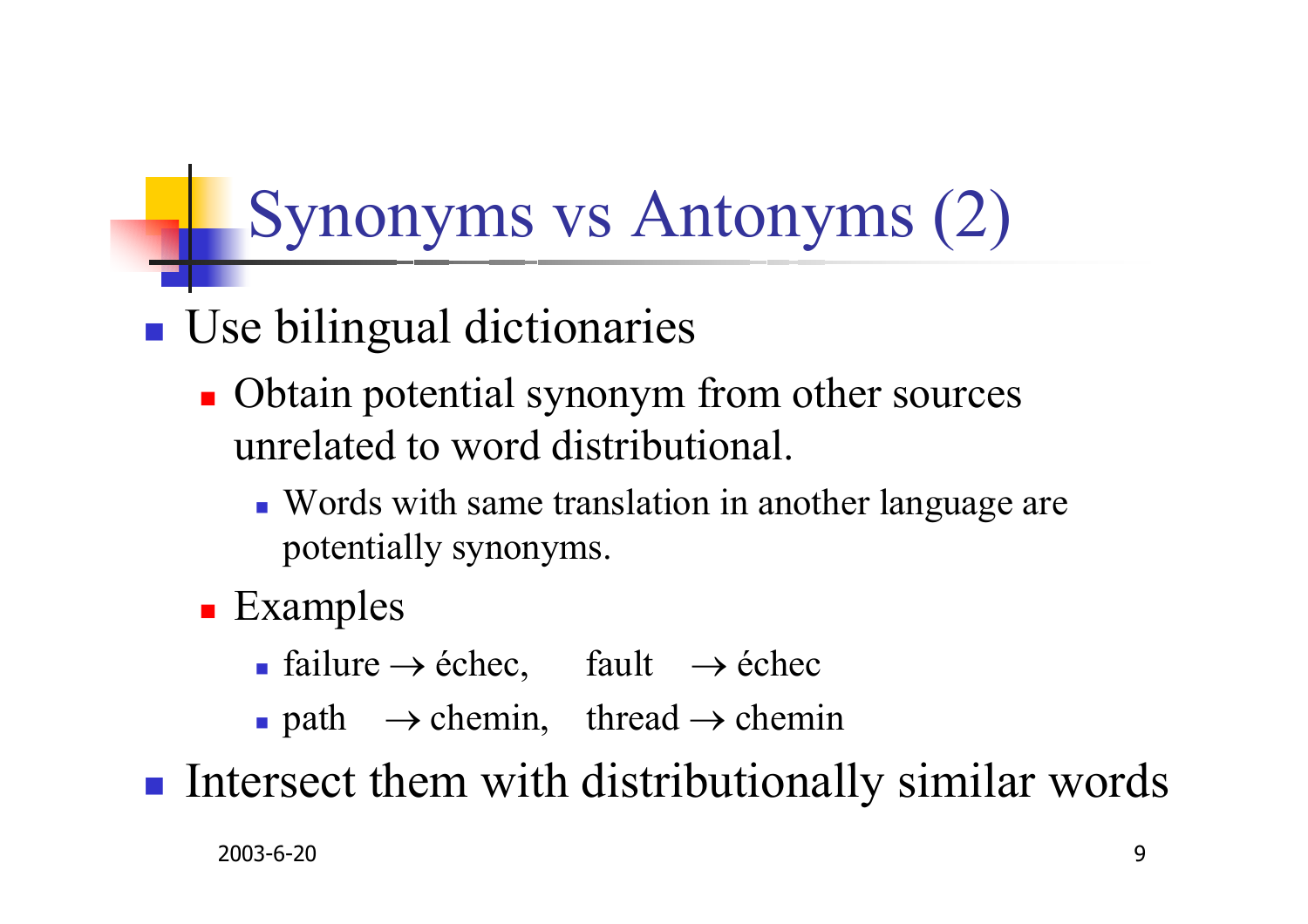# Synonyms vs Antonyms (2)

- Use bilingual dictionaries
  - Obtain potential synonym from other sources unrelated to word distributional.
    - Words with same translation in another language are potentially synonyms.
  - Examples
    - failure → échec, fault → échec
    - path → chemin, thread → chemin
- Intersect them with distributionally similar words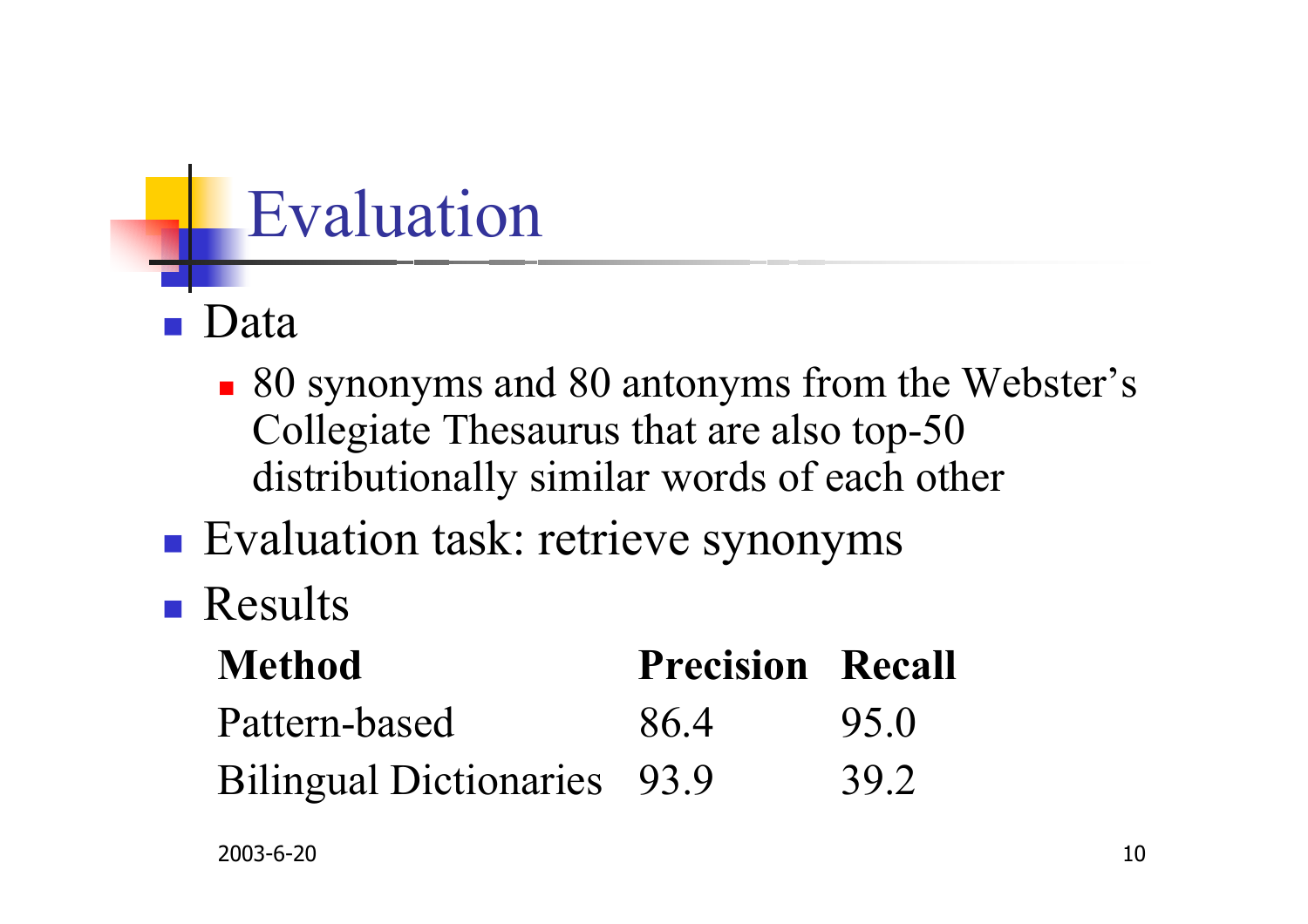# Evaluation

- Data
  - 80 synonyms and 80 antonyms from the Webster's Collegiate Thesaurus that are also top-50 distributionally similar words of each other
- Evaluation task: retrieve synonyms
- Results

| Method | Precision | Recall |
|---|---|---|
| Pattern-based | 86.4 | 95.0 |
| Bilingual Dictionaries | 93.9 | 39.2 |

2003-6-20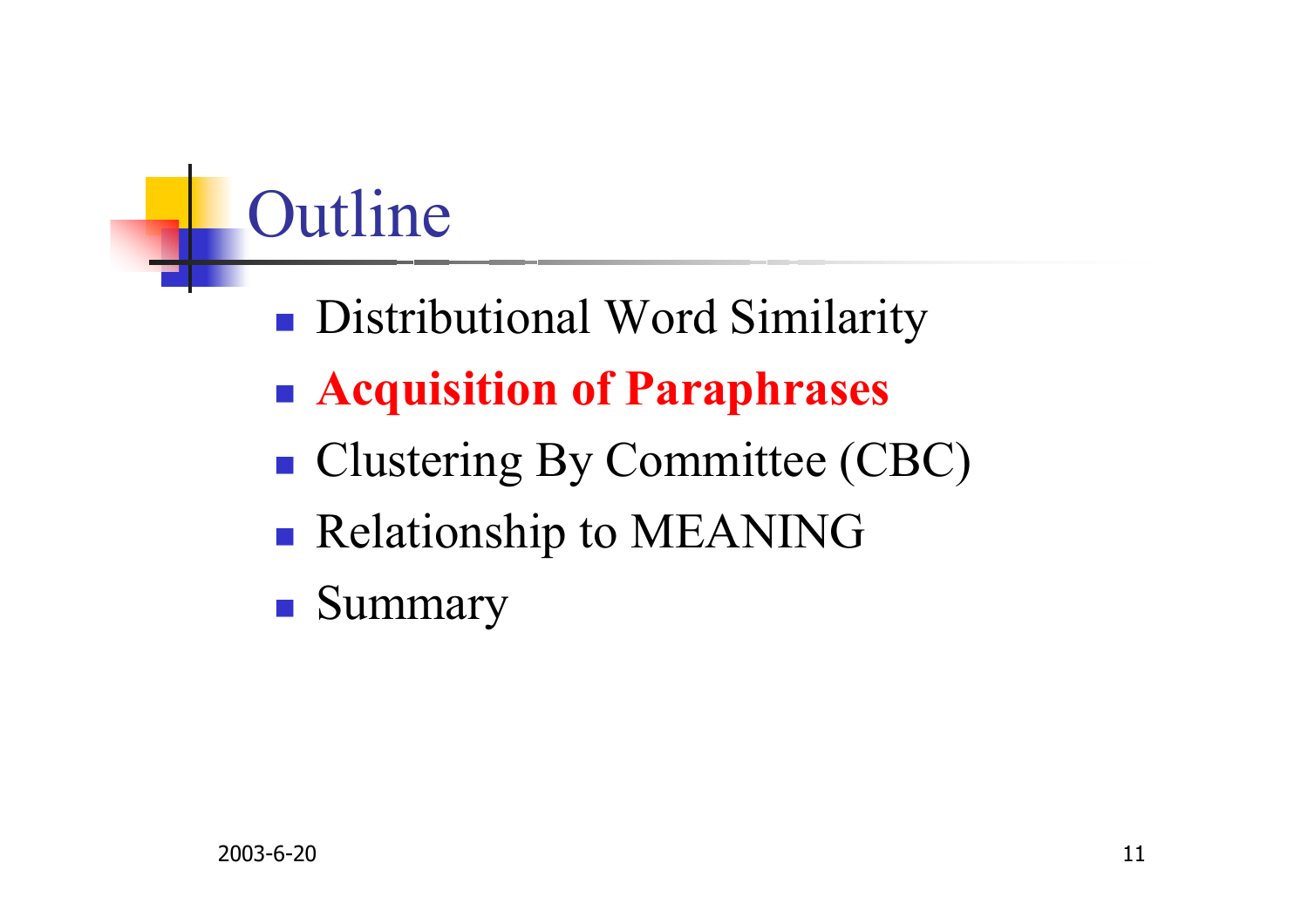# Outline

- Distributional Word Similarity
- **Acquisition of Paraphrases**
- Clustering By Committee (CBC)
- Relationship to MEANING
- Summary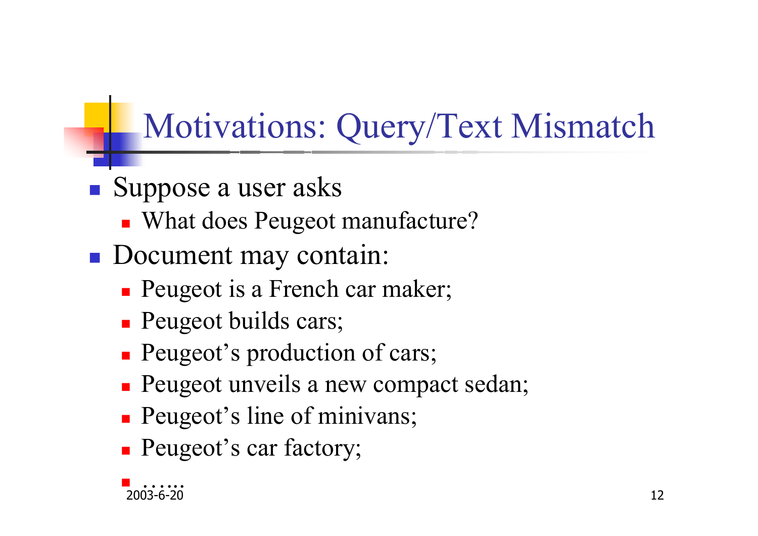# Motivations: Query/Text Mismatch

- Suppose a user asks
  - What does Peugeot manufacture?
- Document may contain:
  - Peugeot is a French car maker;
  - Peugeot builds cars;
  - Peugeot's production of cars;
  - Peugeot unveils a new compact sedan;
  - Peugeot's line of minivans;
  - Peugeot's car factory;
  - ……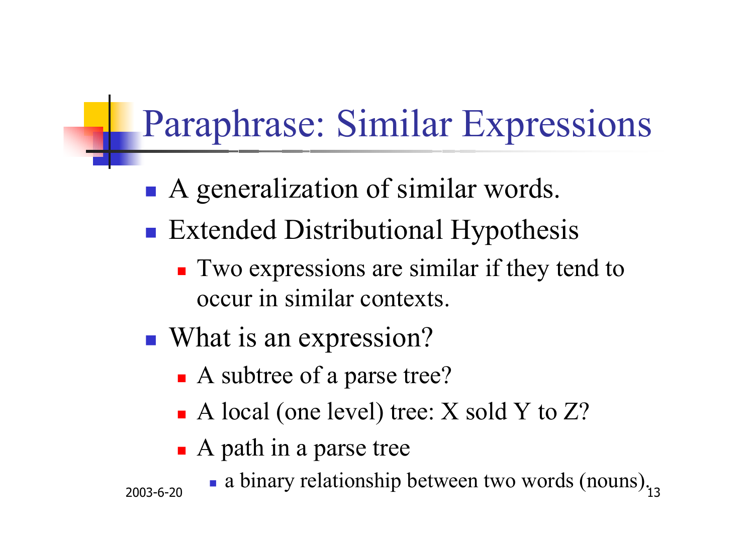# Paraphrase: Similar Expressions

- A generalization of similar words.
- Extended Distributional Hypothesis
  - Two expressions are similar if they tend to occur in similar contexts.
- What is an expression?
  - A subtree of a parse tree?
  - A local (one level) tree: X sold Y to Z?
  - A path in a parse tree
    - a binary relationship between two words (nouns).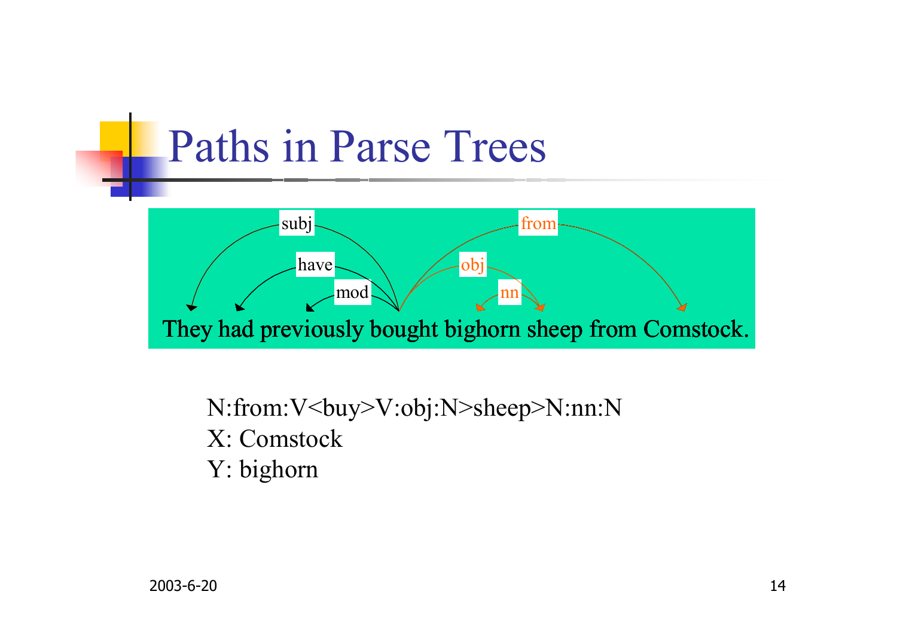# Paths in Parse Trees

They had previously bought bighorn sheep from Comstock.

N:from:V<buy>V:obj:N>sheep>N:nn:N
X: Comstock
Y: bighorn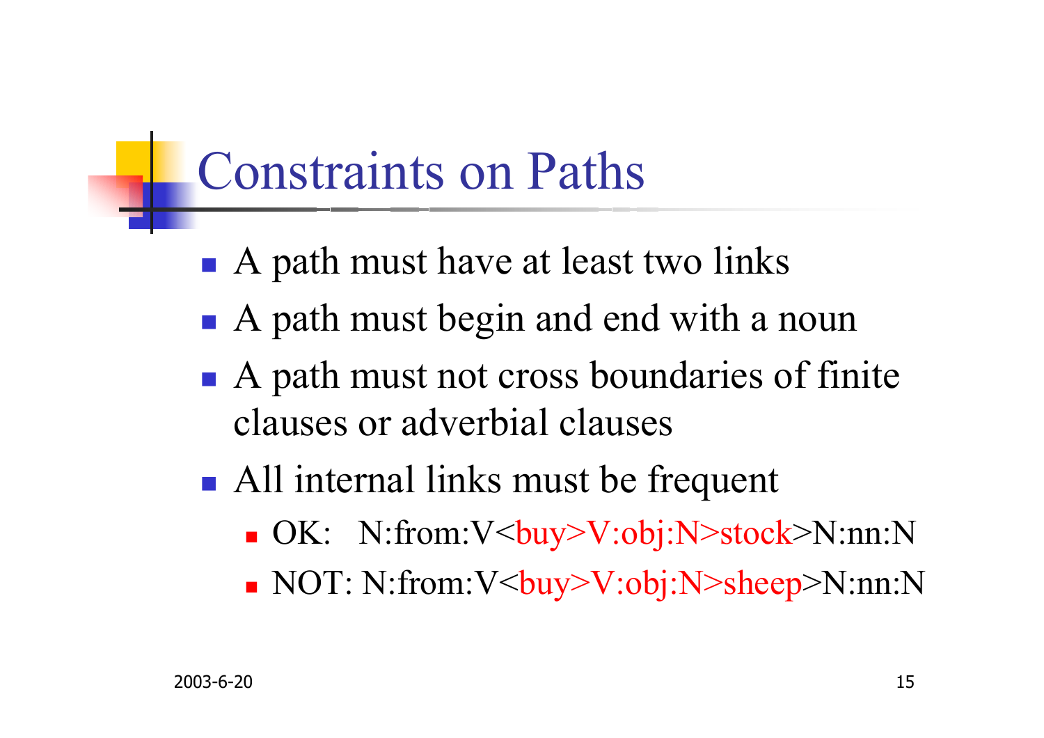# Constraints on Paths

- A path must have at least two links
- A path must begin and end with a noun
- A path must not cross boundaries of finite clauses or adverbial clauses
- All internal links must be frequent
  - OK: N:from:V<buy>V:obj:N>stock>N:nn:N
  - NOT: N:from:V<buy>V:obj:N>sheep>N:nn:N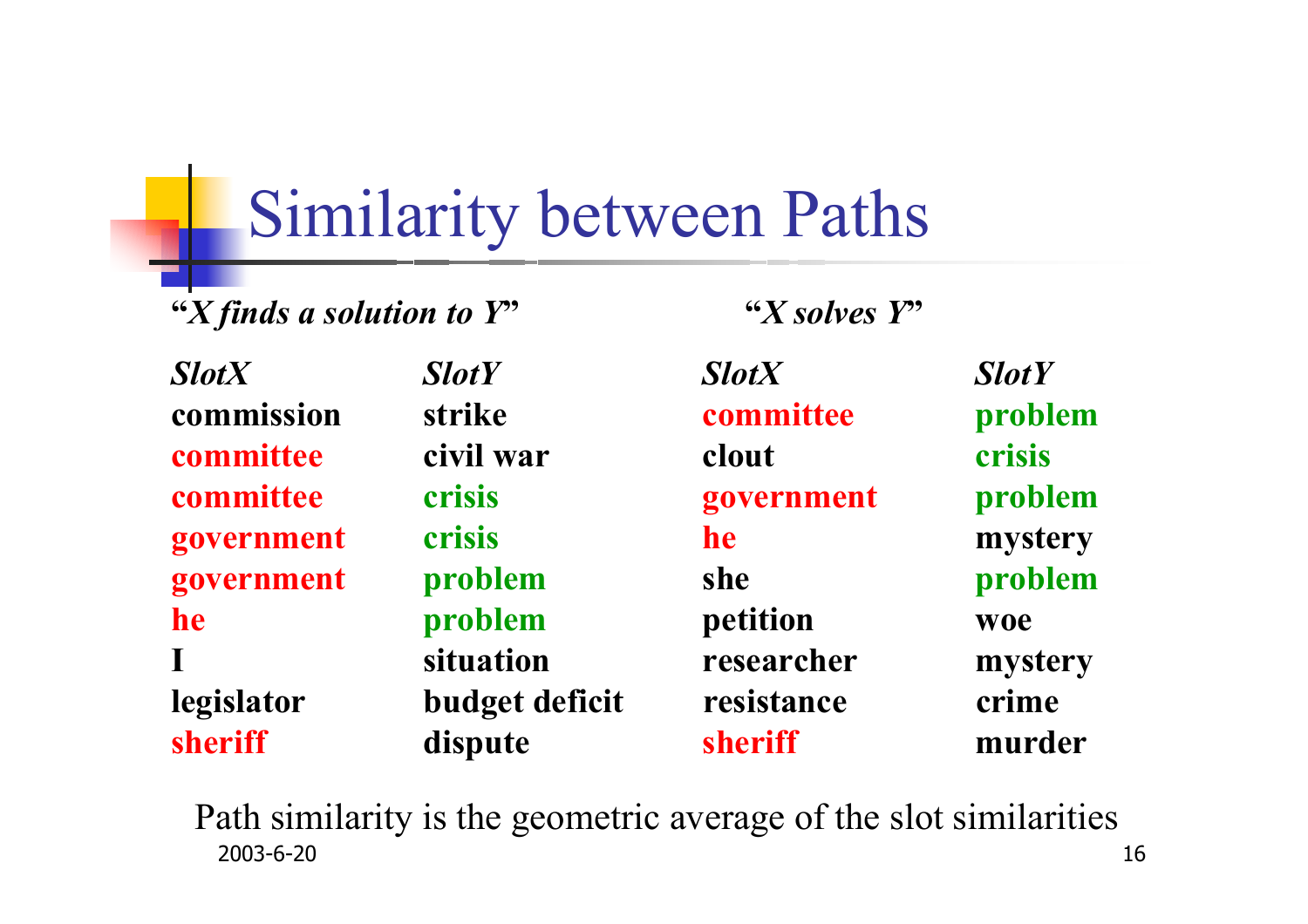# Similarity between Paths

| *"X finds a solution to Y"* | | *"X solves Y"* | |
|---|---|---|---|
| ***SlotX*** | ***SlotY*** | ***SlotX*** | ***SlotY*** |
| **commission** | **strike** | **committee** | **problem** |
| **committee** | **civil war** | **clout** | **crisis** |
| **committee** | **crisis** | **government** | **problem** |
| **government** | **crisis** | **he** | **mystery** |
| **government** | **problem** | **she** | **problem** |
| **he** | **problem** | **petition** | **woe** |
| **I** | **situation** | **researcher** | **mystery** |
| **legislator** | **budget deficit** | **resistance** | **crime** |
| **sheriff** | **dispute** | **sheriff** | **murder** |

Path similarity is the geometric average of the slot similarities

2003-6-20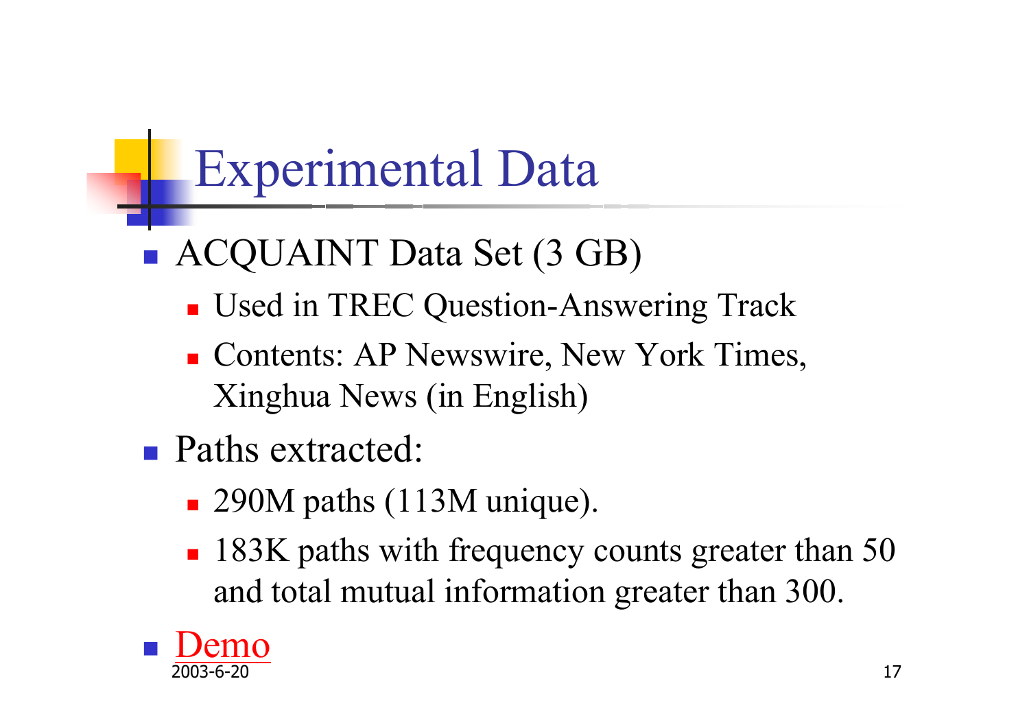# Experimental Data

- ACQUAINT Data Set (3 GB)
  - Used in TREC Question-Answering Track
  - Contents: AP Newswire, New York Times, Xinghua News (in English)
- Paths extracted:
  - 290M paths (113M unique).
  - 183K paths with frequency counts greater than 50 and total mutual information greater than 300.
- Demo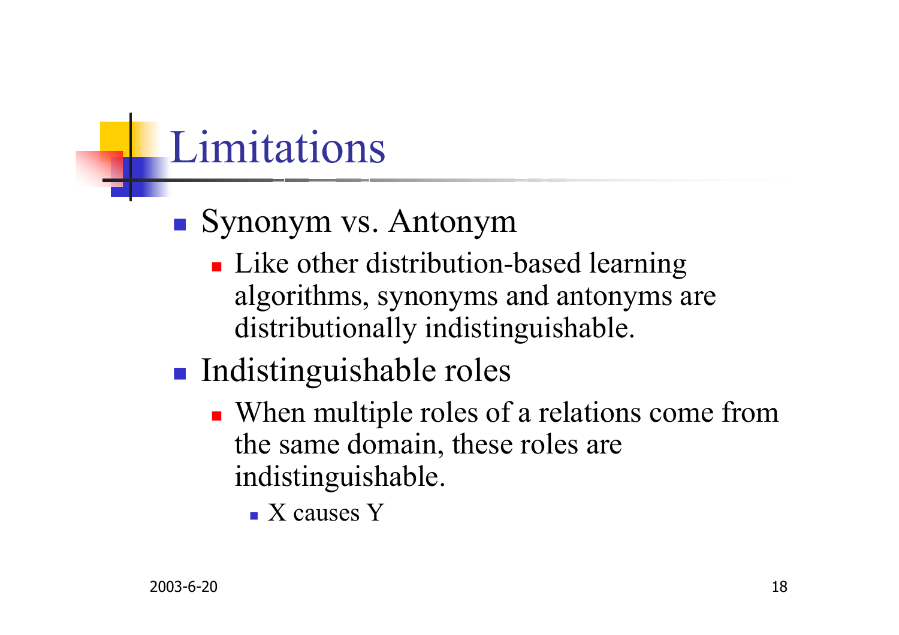# Limitations

- Synonym vs. Antonym
  - Like other distribution-based learning algorithms, synonyms and antonyms are distributionally indistinguishable.
- Indistinguishable roles
  - When multiple roles of a relations come from the same domain, these roles are indistinguishable.
    - X causes Y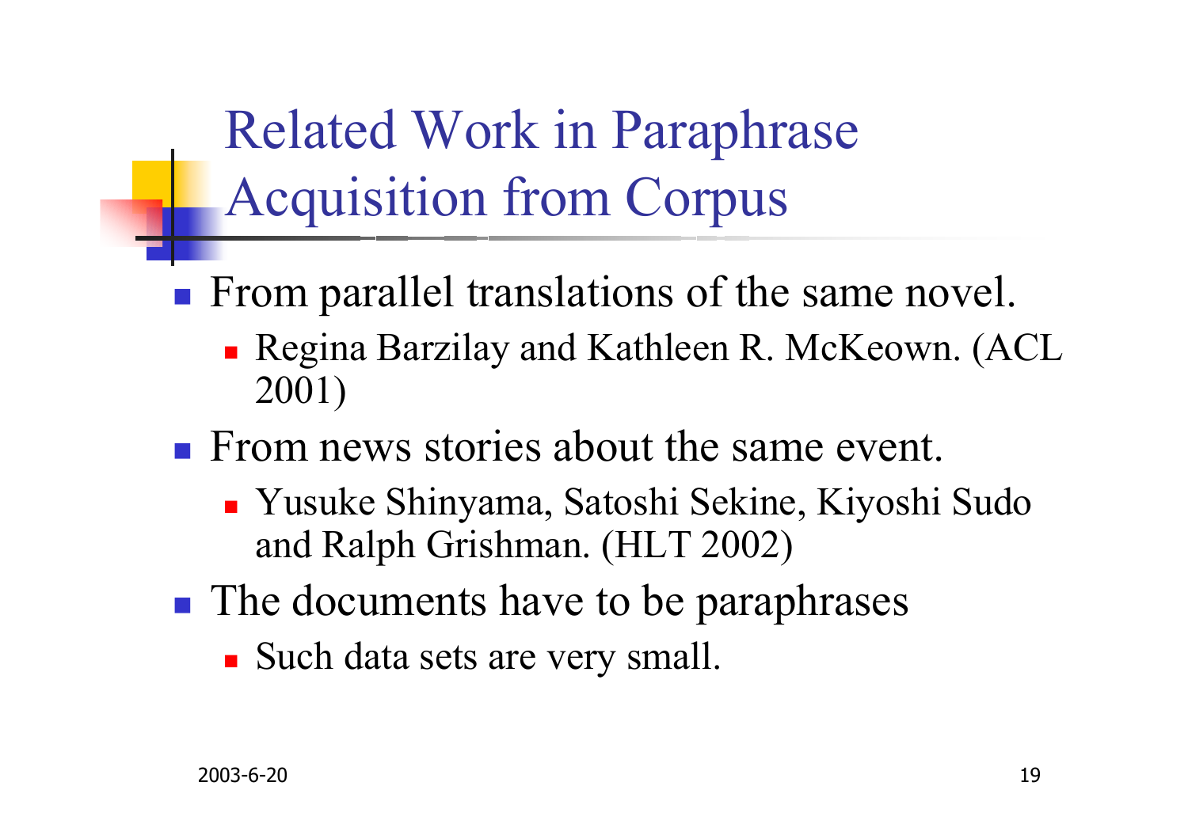# Related Work in Paraphrase Acquisition from Corpus

- From parallel translations of the same novel.
  - Regina Barzilay and Kathleen R. McKeown. (ACL 2001)
- From news stories about the same event.
  - Yusuke Shinyama, Satoshi Sekine, Kiyoshi Sudo and Ralph Grishman. (HLT 2002)
- The documents have to be paraphrases
  - Such data sets are very small.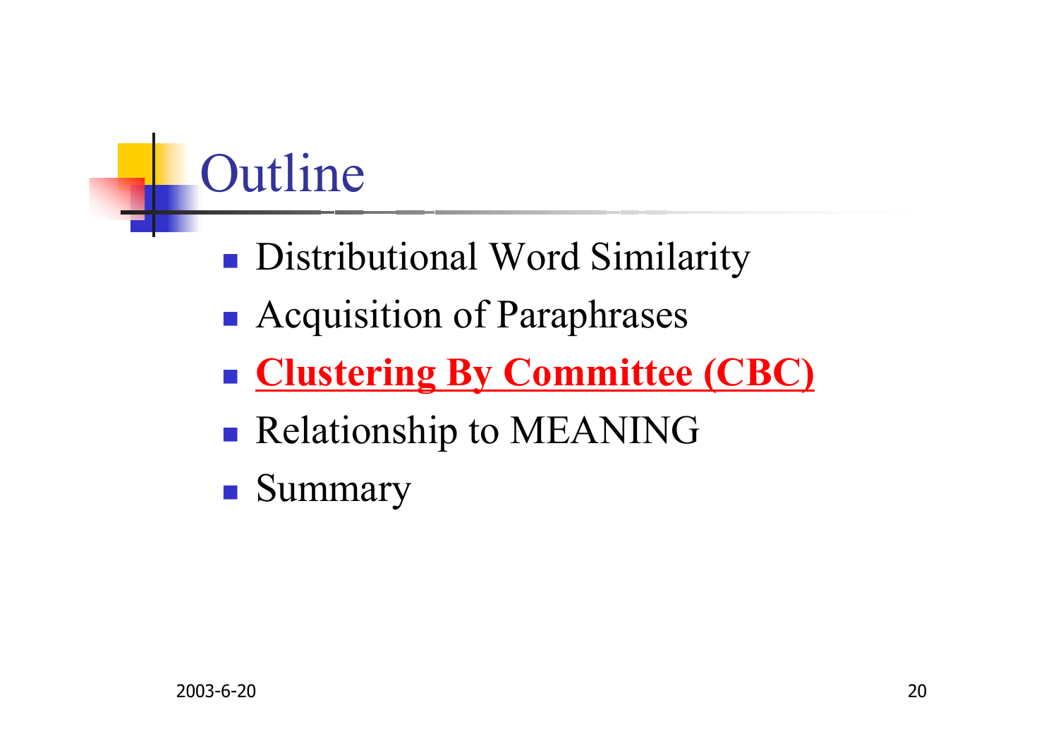# Outline

- Distributional Word Similarity
- Acquisition of Paraphrases
- **Clustering By Committee (CBC)**
- Relationship to MEANING
- Summary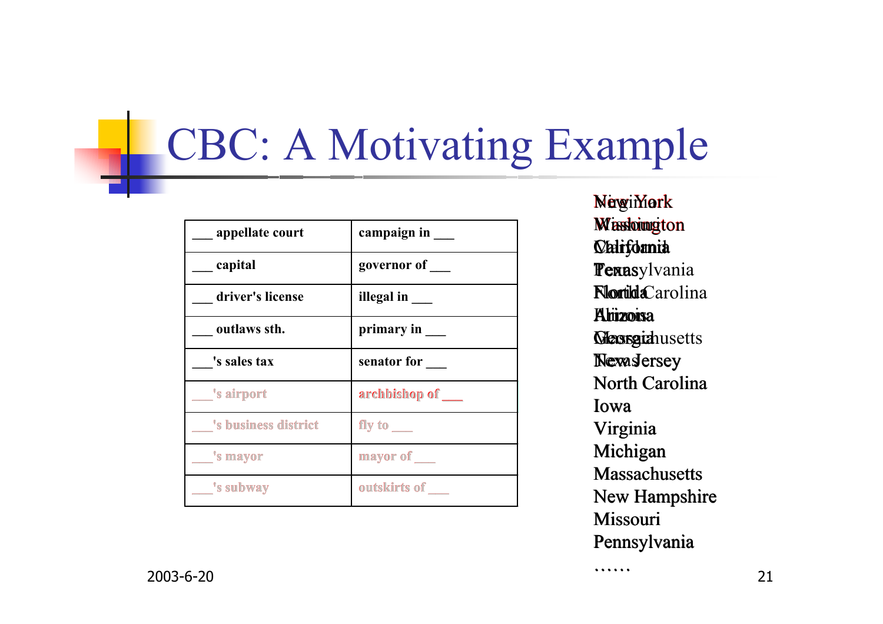# CBC: A Motivating Example

| ___ appellate court | campaign in ___ |
|---|---|
| ___ capital | governor of ___ |
| ___ driver's license | illegal in ___ |
| ___ outlaws sth. | primary in ___ |
| ___'s sales tax | senator for ___ |
| ___'s airport | archbishop of ___ |
| ___'s business district | fly to ___ |
| ___'s mayor | mayor of ___ |
| ___'s subway | outskirts of ___ |

New York
Washington
California
Texas
Florida
Arizona
Georgia
New Jersey
North Carolina
Iowa
Virginia
Michigan
Massachusetts
New Hampshire
Missouri
Pennsylvania
……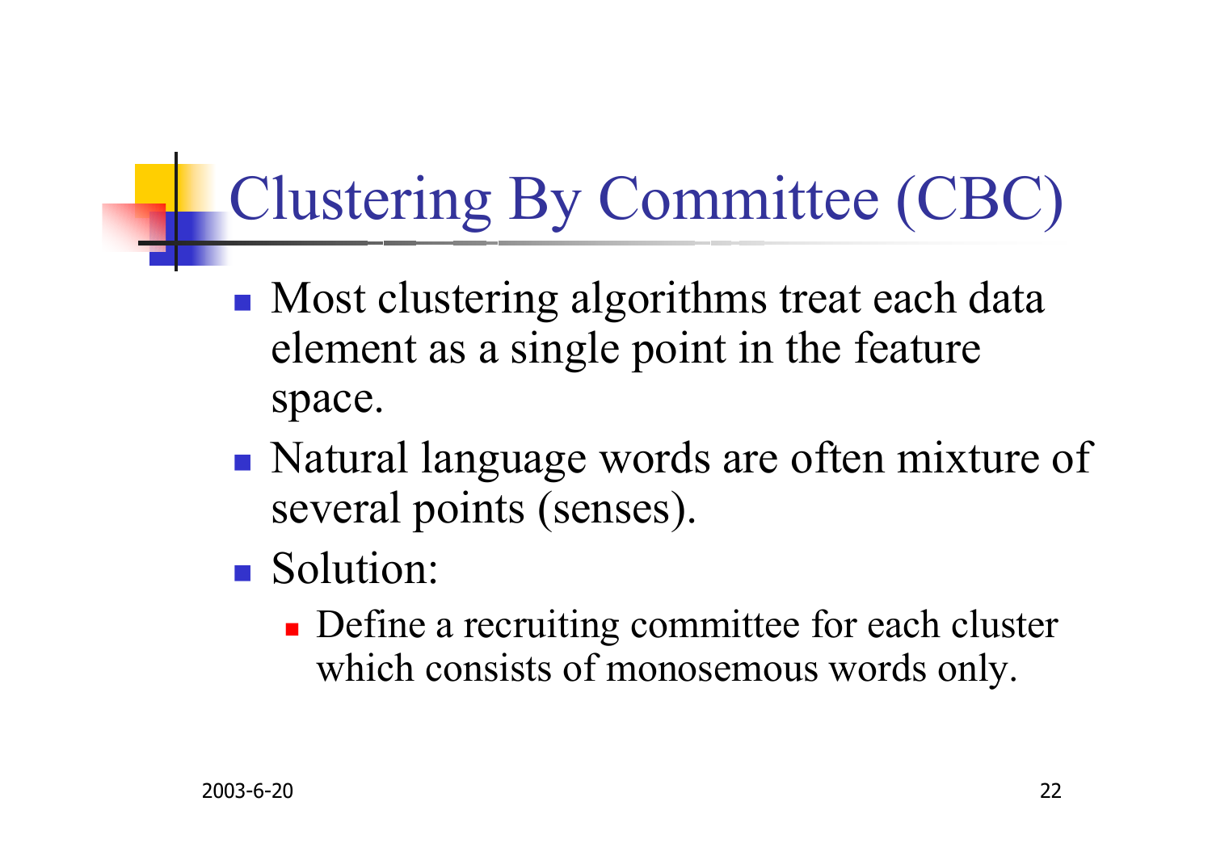# Clustering By Committee (CBC)

- Most clustering algorithms treat each data element as a single point in the feature space.
- Natural language words are often mixture of several points (senses).
- Solution:
  - Define a recruiting committee for each cluster which consists of monosemous words only.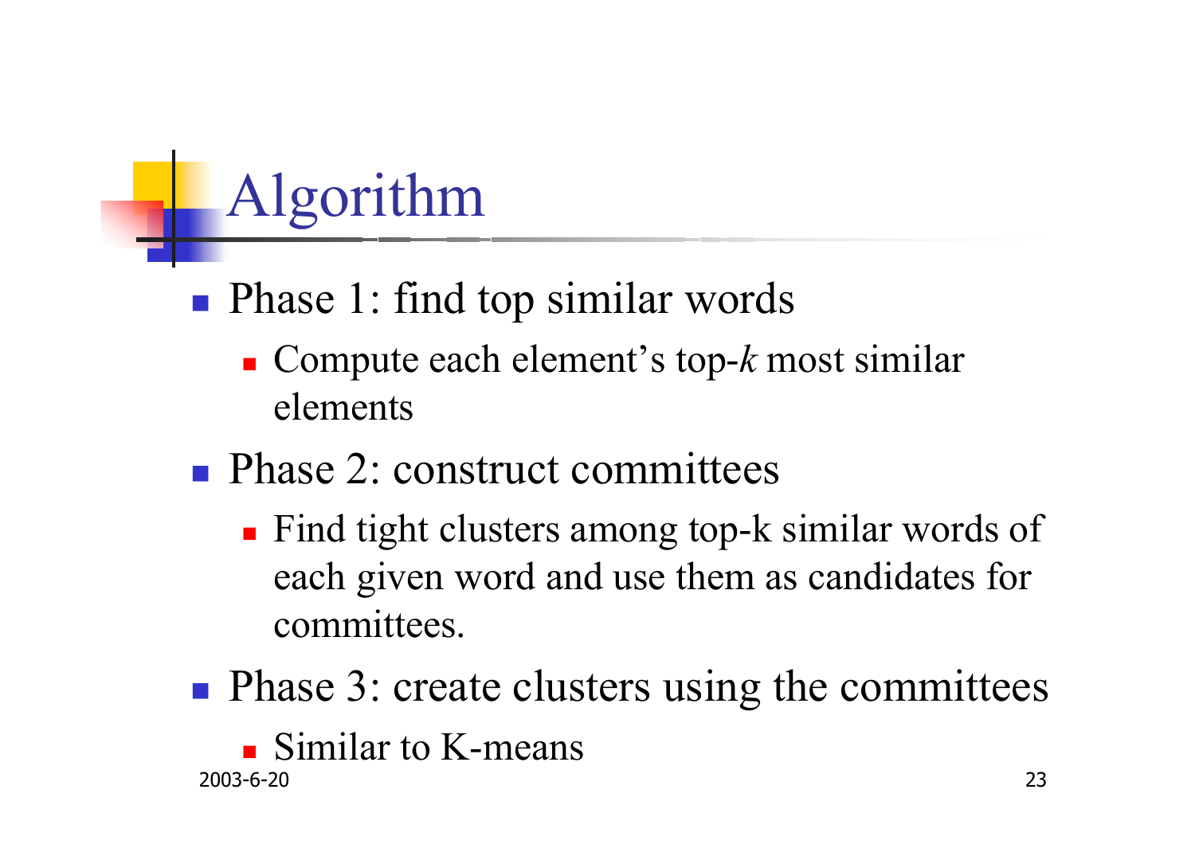# Algorithm

- Phase 1: find top similar words
  - Compute each element's top-*k* most similar elements
- Phase 2: construct committees
  - Find tight clusters among top-k similar words of each given word and use them as candidates for committees.
- Phase 3: create clusters using the committees
  - Similar to K-means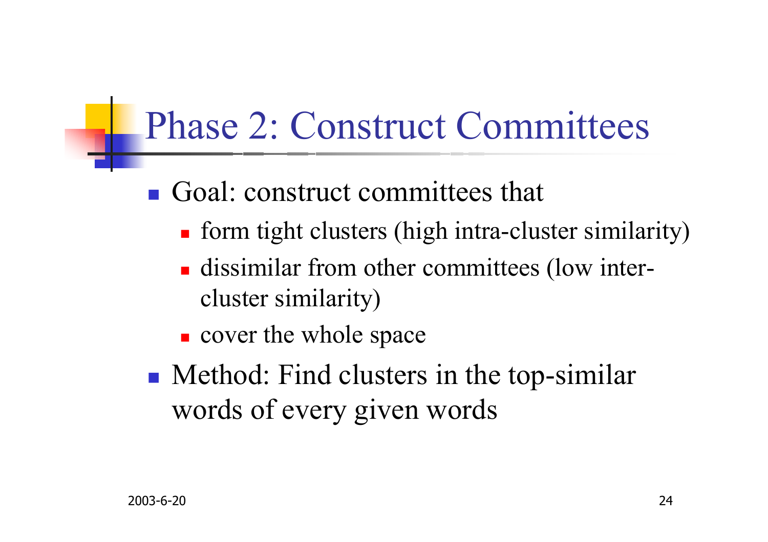# Phase 2: Construct Committees

- Goal: construct committees that
  - form tight clusters (high intra-cluster similarity)
  - dissimilar from other committees (low inter-cluster similarity)
  - cover the whole space
- Method: Find clusters in the top-similar words of every given words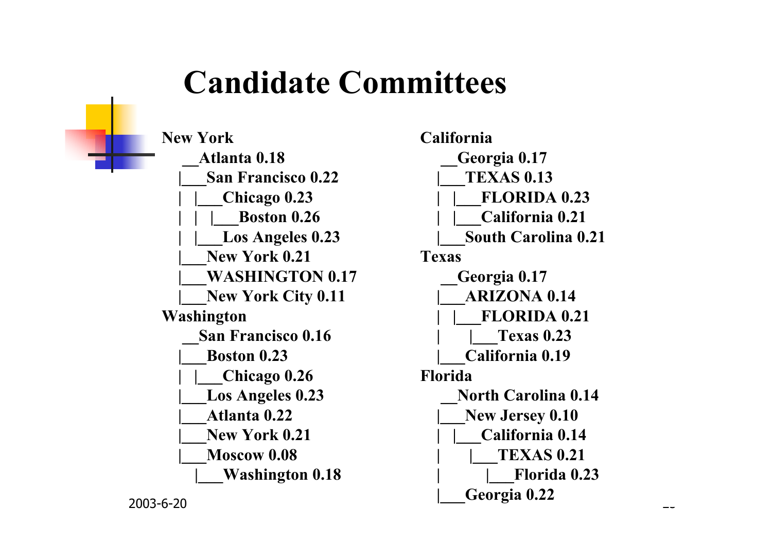# Candidate Committees

```
New York
    __Atlanta 0.18
   |___San Francisco 0.22
   |   |___Chicago 0.23
   |   |   |___Boston 0.26
   |   |___Los Angeles 0.23
   |___New York 0.21
   |___WASHINGTON 0.17
   |___New York City 0.11
Washington
    __San Francisco 0.16
   |___Boston 0.23
   |   |___Chicago 0.26
   |___Los Angeles 0.23
   |___Atlanta 0.22
   |___New York 0.21
   |___Moscow 0.08
       |___Washington 0.18
```

```
California
    __Georgia 0.17
   |___TEXAS 0.13
   |   |___FLORIDA 0.23
   |   |___California 0.21
   |___South Carolina 0.21
Texas
    __Georgia 0.17
   |___ARIZONA 0.14
   |   |___FLORIDA 0.21
   |       |___Texas 0.23
   |___California 0.19
Florida
    __North Carolina 0.14
   |___New Jersey 0.10
   |   |___California 0.14
   |       |___TEXAS 0.21
   |           |___Florida 0.23
   |___Georgia 0.22
```

2003-6-20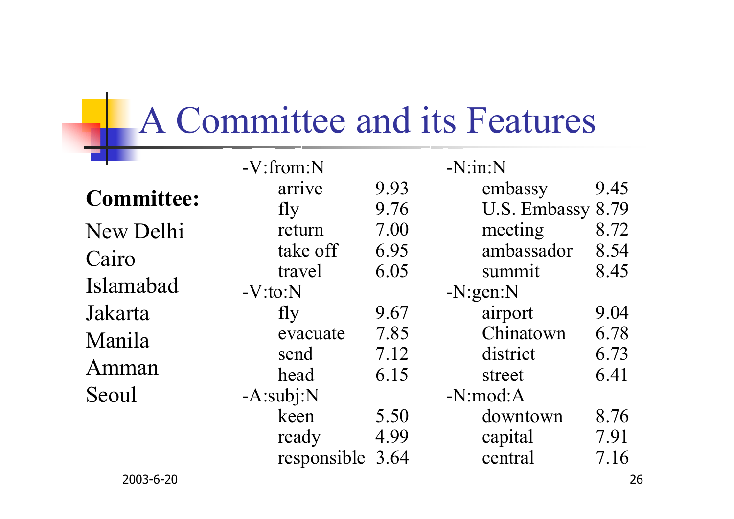# A Committee and its Features

**Committee:**

New Delhi
Cairo
Islamabad
Jakarta
Manila
Amman
Seoul

| Feature | Score |
|---|---|
| **-V:from:N** | |
| arrive | 9.93 |
| fly | 9.76 |
| return | 7.00 |
| take off | 6.95 |
| travel | 6.05 |
| **-V:to:N** | |
| fly | 9.67 |
| evacuate | 7.85 |
| send | 7.12 |
| head | 6.15 |
| **-A:subj:N** | |
| keen | 5.50 |
| ready | 4.99 |
| responsible | 3.64 |

| Feature | Score |
|---|---|
| **-N:in:N** | |
| embassy | 9.45 |
| U.S. Embassy | 8.79 |
| meeting | 8.72 |
| ambassador | 8.54 |
| summit | 8.45 |
| **-N:gen:N** | |
| airport | 9.04 |
| Chinatown | 6.78 |
| district | 6.73 |
| street | 6.41 |
| **-N:mod:A** | |
| downtown | 8.76 |
| capital | 7.91 |
| central | 7.16 |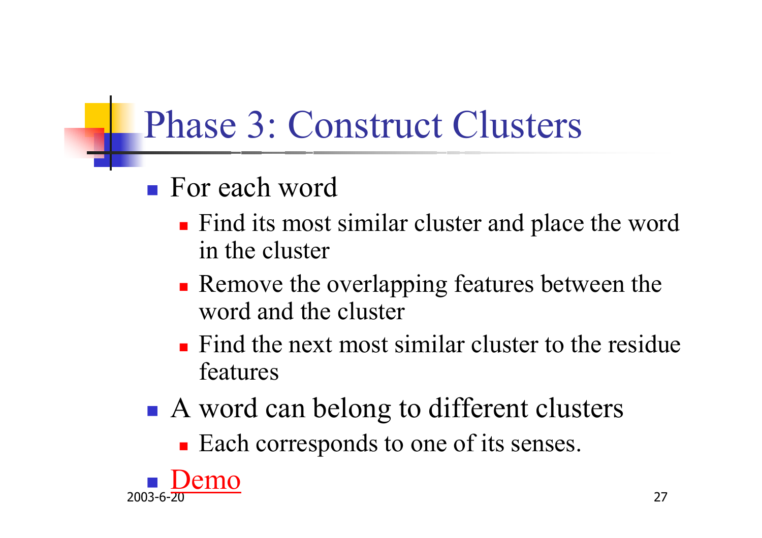# Phase 3: Construct Clusters

- For each word
  - Find its most similar cluster and place the word in the cluster
  - Remove the overlapping features between the word and the cluster
  - Find the next most similar cluster to the residue features
- A word can belong to different clusters
  - Each corresponds to one of its senses.
- Demo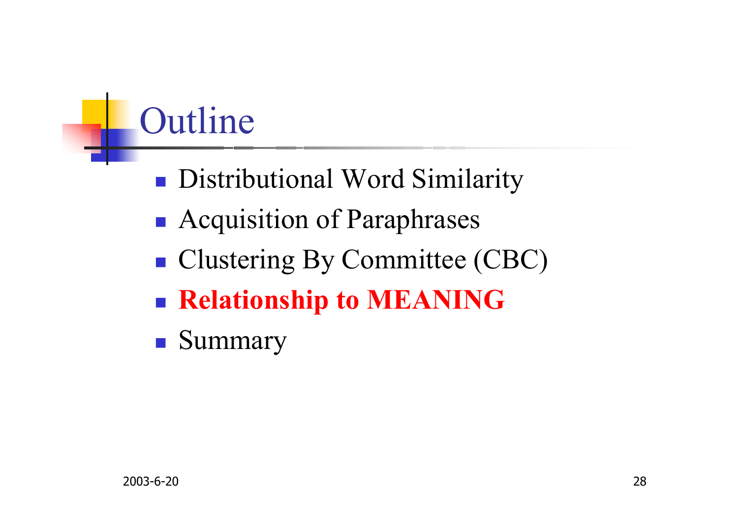# Outline

- Distributional Word Similarity
- Acquisition of Paraphrases
- Clustering By Committee (CBC)
- **Relationship to MEANING**
- Summary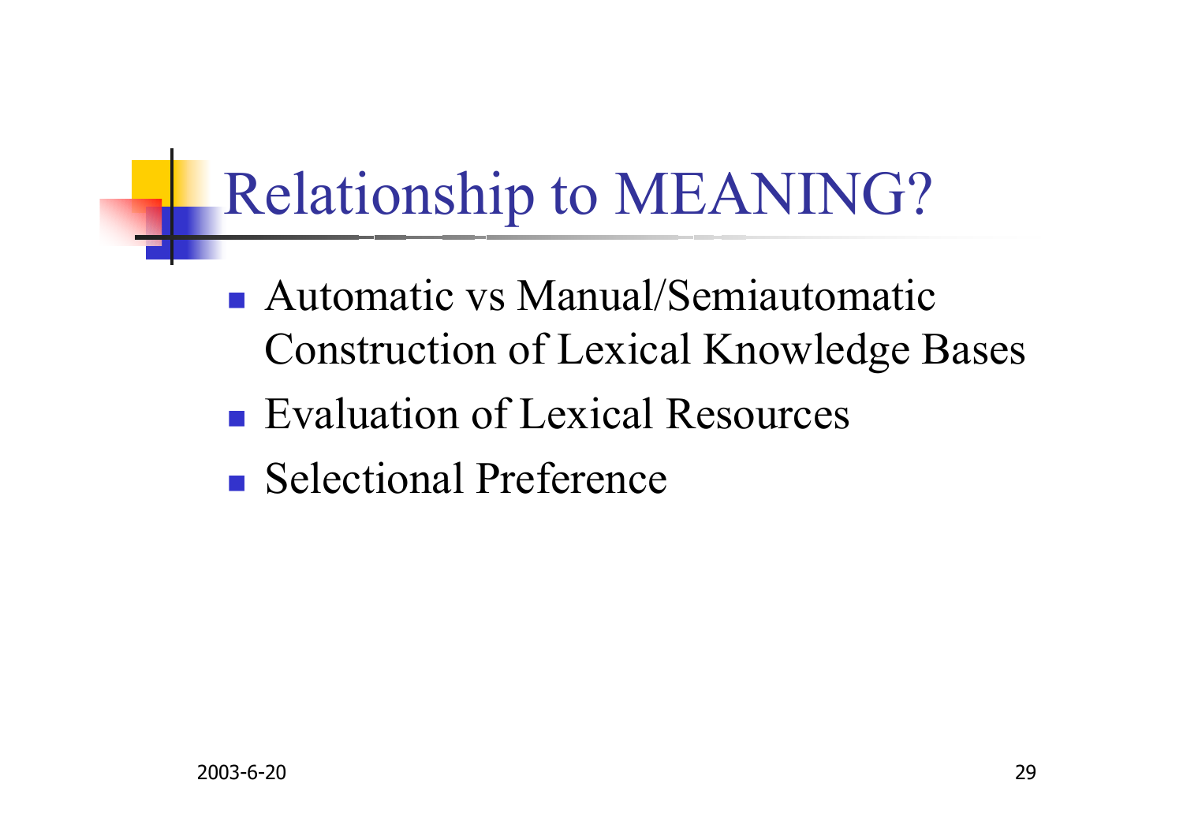# Relationship to MEANING?

- Automatic vs Manual/Semiautomatic Construction of Lexical Knowledge Bases
- Evaluation of Lexical Resources
- Selectional Preference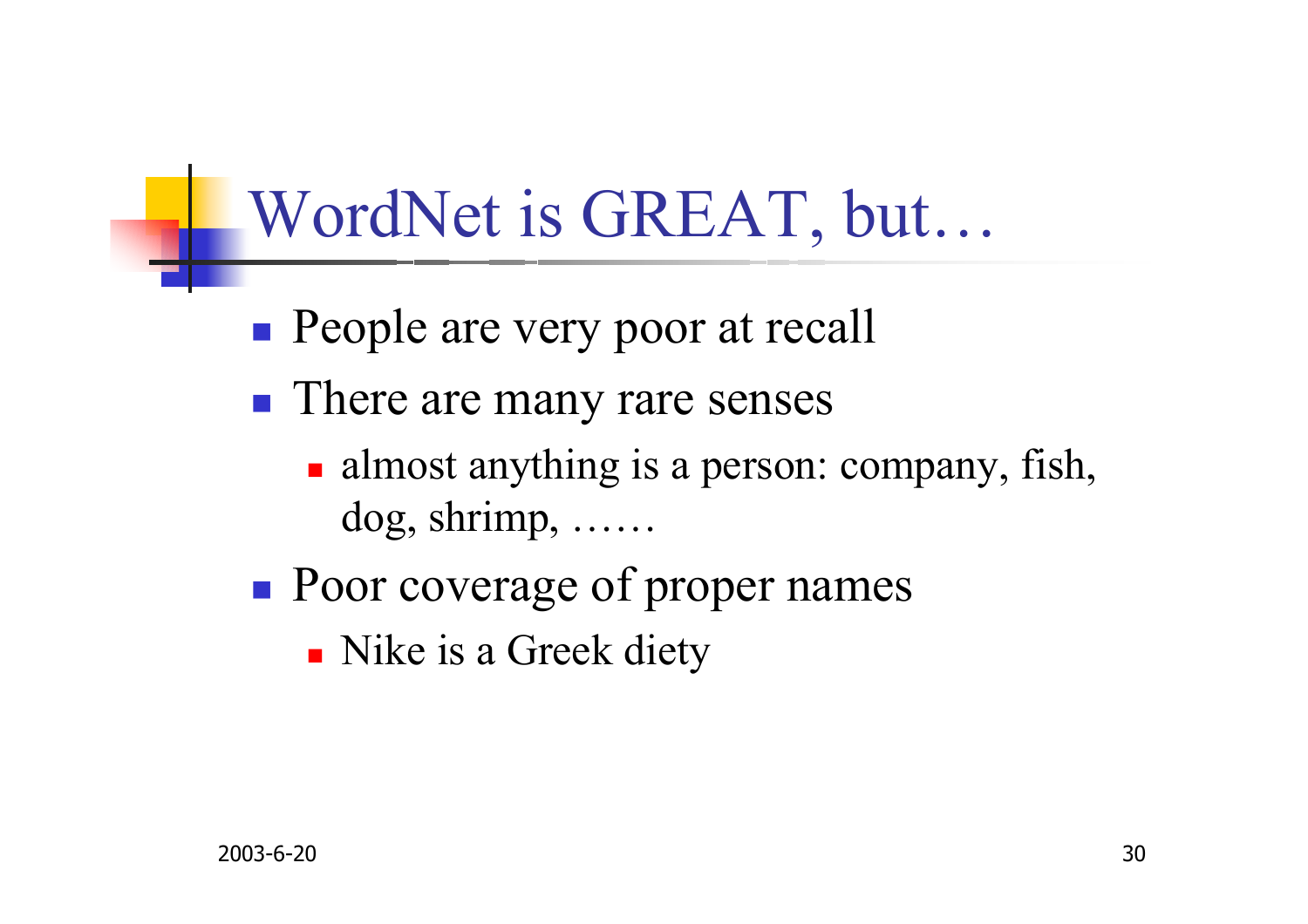# WordNet is GREAT, but…

- People are very poor at recall
- There are many rare senses
  - almost anything is a person: company, fish, dog, shrimp, ……
- Poor coverage of proper names
  - Nike is a Greek diety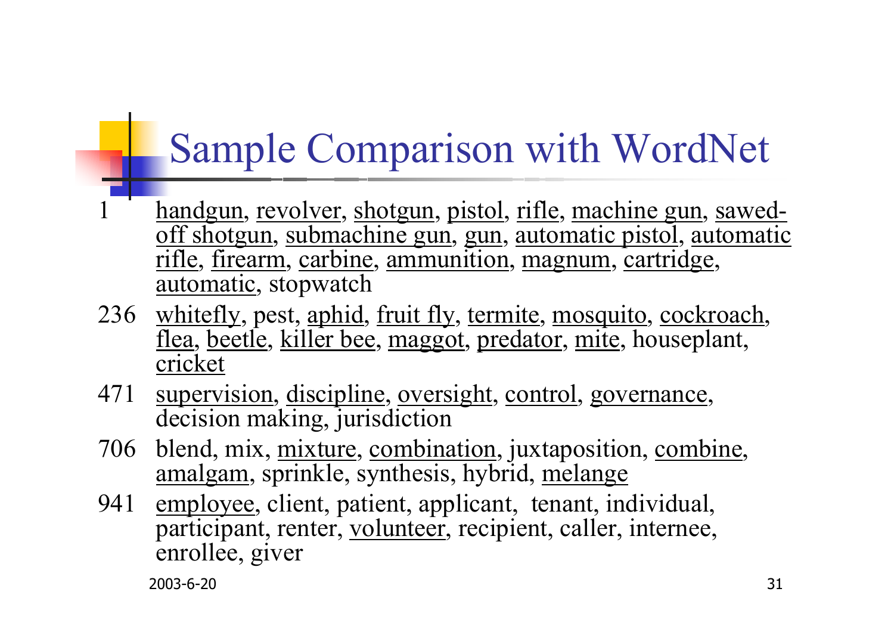# Sample Comparison with WordNet

1 <u>handgun</u>, <u>revolver</u>, <u>shotgun</u>, <u>pistol</u>, <u>rifle</u>, <u>machine gun</u>, <u>sawed-off shotgun</u>, <u>submachine gun</u>, <u>gun</u>, <u>automatic pistol</u>, <u>automatic rifle</u>, <u>firearm</u>, <u>carbine</u>, <u>ammunition</u>, <u>magnum</u>, <u>cartridge</u>, <u>automatic</u>, stopwatch

236 <u>whitefly</u>, pest, <u>aphid</u>, <u>fruit fly</u>, <u>termite</u>, <u>mosquito</u>, <u>cockroach</u>, <u>flea</u>, <u>beetle</u>, <u>killer bee</u>, <u>maggot</u>, <u>predator</u>, <u>mite</u>, houseplant, <u>cricket</u>

471 <u>supervision</u>, <u>discipline</u>, <u>oversight</u>, <u>control</u>, <u>governance</u>, decision making, jurisdiction

706 blend, mix, <u>mixture</u>, <u>combination</u>, juxtaposition, <u>combine</u>, <u>amalgam</u>, sprinkle, synthesis, hybrid, <u>melange</u>

941 <u>employee</u>, client, patient, applicant, tenant, individual, participant, renter, <u>volunteer</u>, recipient, caller, internee, enrollee, giver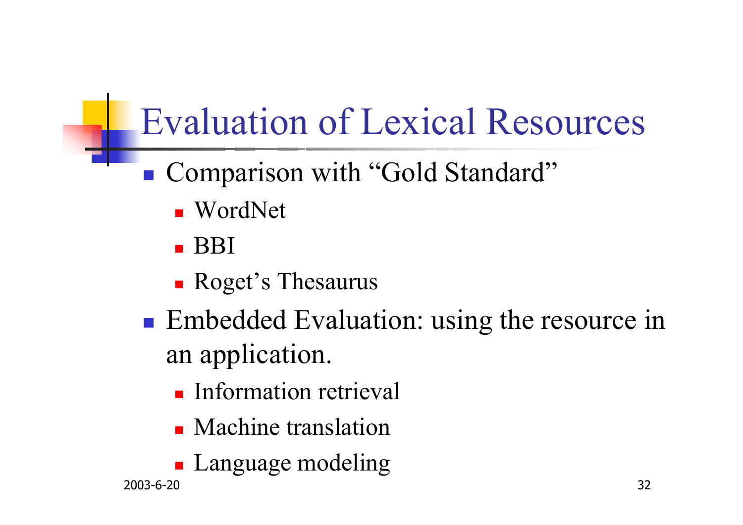# Evaluation of Lexical Resources

- Comparison with “Gold Standard”
  - WordNet
  - BBI
  - Roget’s Thesaurus
- Embedded Evaluation: using the resource in an application.
  - Information retrieval
  - Machine translation
  - Language modeling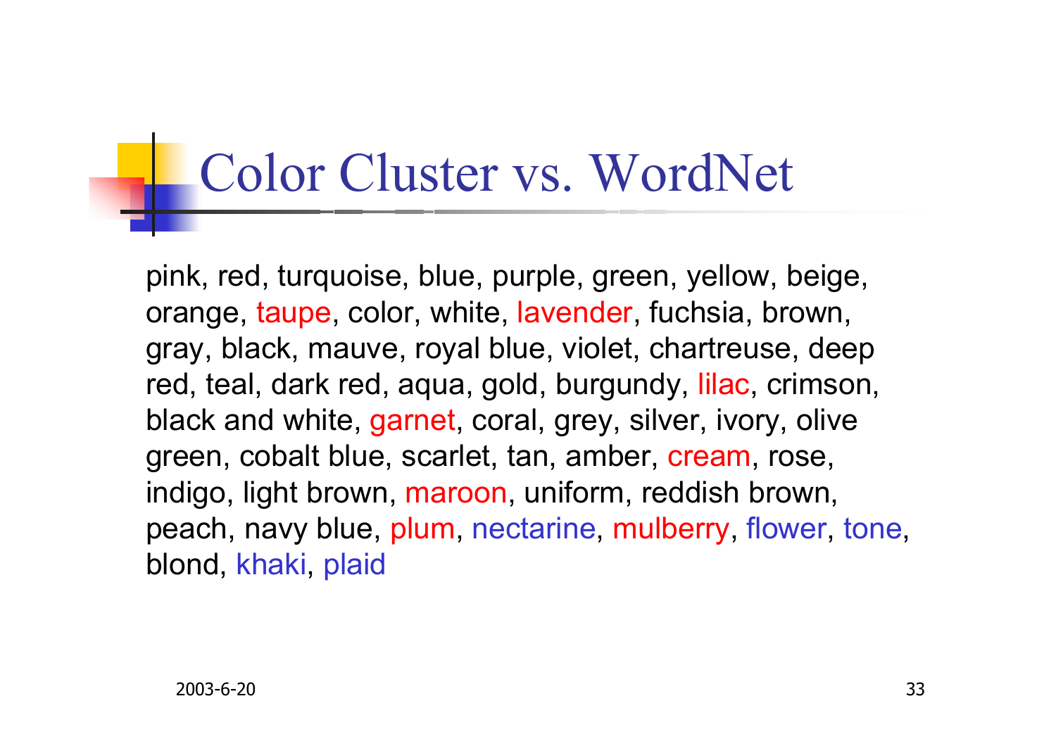# Color Cluster vs. WordNet

pink, red, turquoise, blue, purple, green, yellow, beige, orange, taupe, color, white, lavender, fuchsia, brown, gray, black, mauve, royal blue, violet, chartreuse, deep red, teal, dark red, aqua, gold, burgundy, lilac, crimson, black and white, garnet, coral, grey, silver, ivory, olive green, cobalt blue, scarlet, tan, amber, cream, rose, indigo, light brown, maroon, uniform, reddish brown, peach, navy blue, plum, nectarine, mulberry, flower, tone, blond, khaki, plaid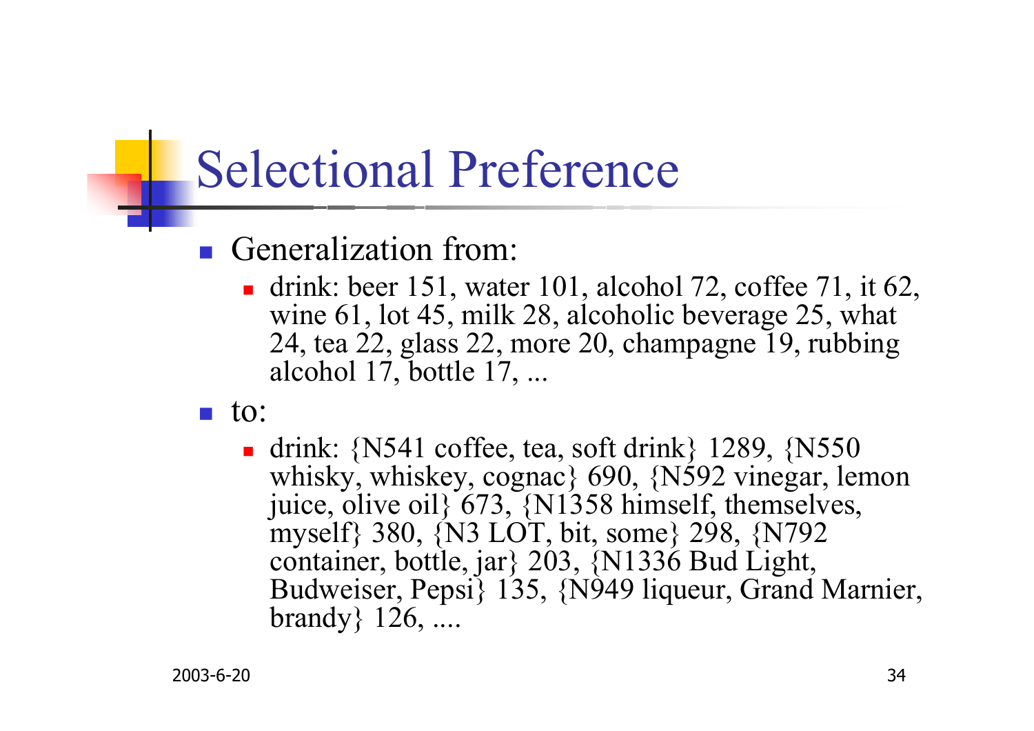# Selectional Preference

- Generalization from:
  - drink: beer 151, water 101, alcohol 72, coffee 71, it 62, wine 61, lot 45, milk 28, alcoholic beverage 25, what 24, tea 22, glass 22, more 20, champagne 19, rubbing alcohol 17, bottle 17, ...
- to:
  - drink: {N541 coffee, tea, soft drink} 1289, {N550 whisky, whiskey, cognac} 690, {N592 vinegar, lemon juice, olive oil} 673, {N1358 himself, themselves, myself} 380, {N3 LOT, bit, some} 298, {N792 container, bottle, jar} 203, {N1336 Bud Light, Budweiser, Pepsi} 135, {N949 liqueur, Grand Marnier, brandy} 126, ....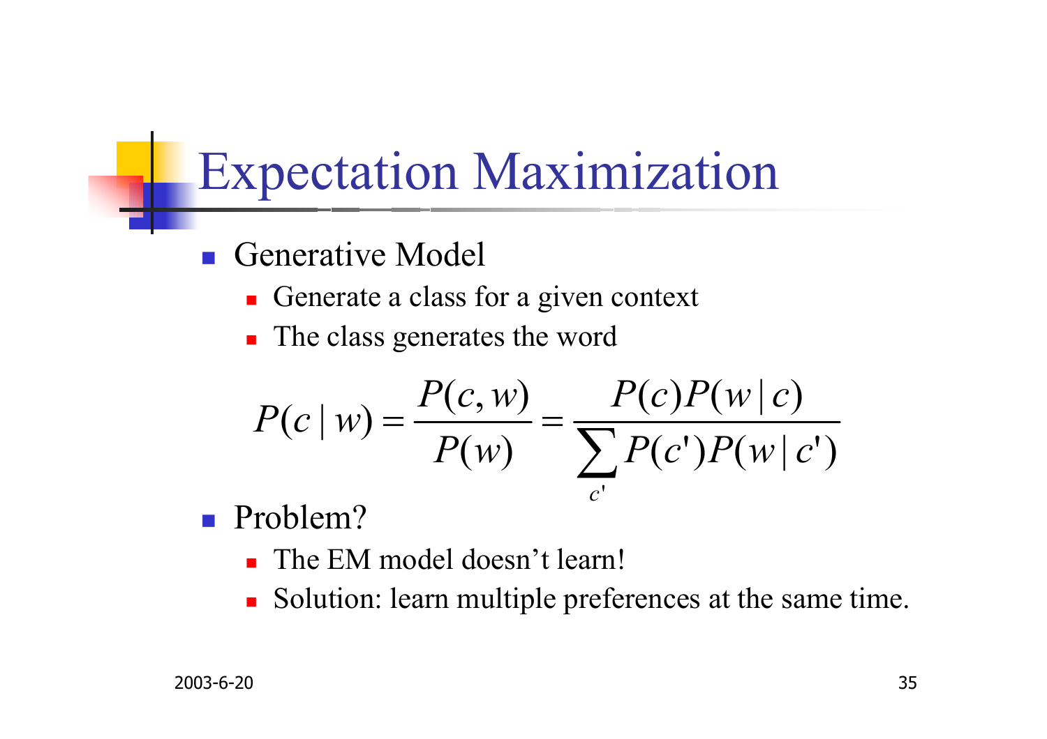# Expectation Maximization

- Generative Model
  - Generate a class for a given context
  - The class generates the word

$$P(c \mid w) = \frac{P(c, w)}{P(w)} = \frac{P(c)P(w \mid c)}{\sum_{c'} P(c')P(w \mid c')}$$

- Problem?
  - The EM model doesn’t learn!
  - Solution: learn multiple preferences at the same time.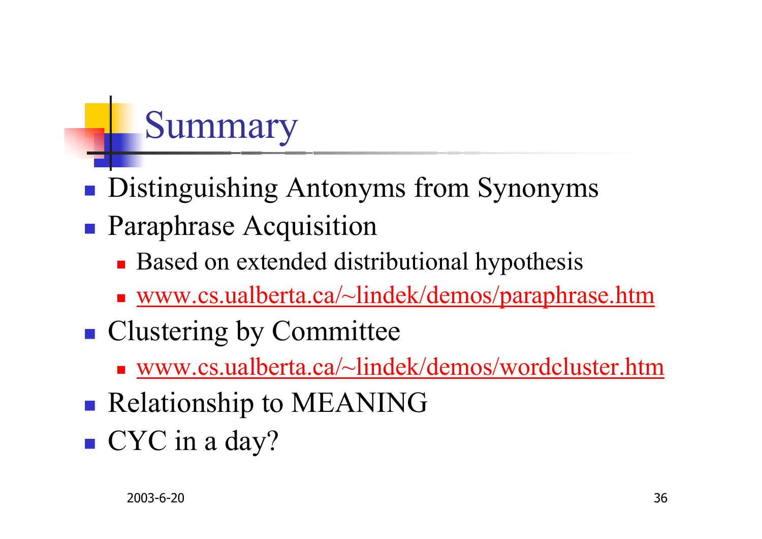# Summary

- Distinguishing Antonyms from Synonyms
- Paraphrase Acquisition
  - Based on extended distributional hypothesis
  - www.cs.ualberta.ca/~lindek/demos/paraphrase.htm
- Clustering by Committee
  - www.cs.ualberta.ca/~lindek/demos/wordcluster.htm
- Relationship to MEANING
- CYC in a day?

2003-6-20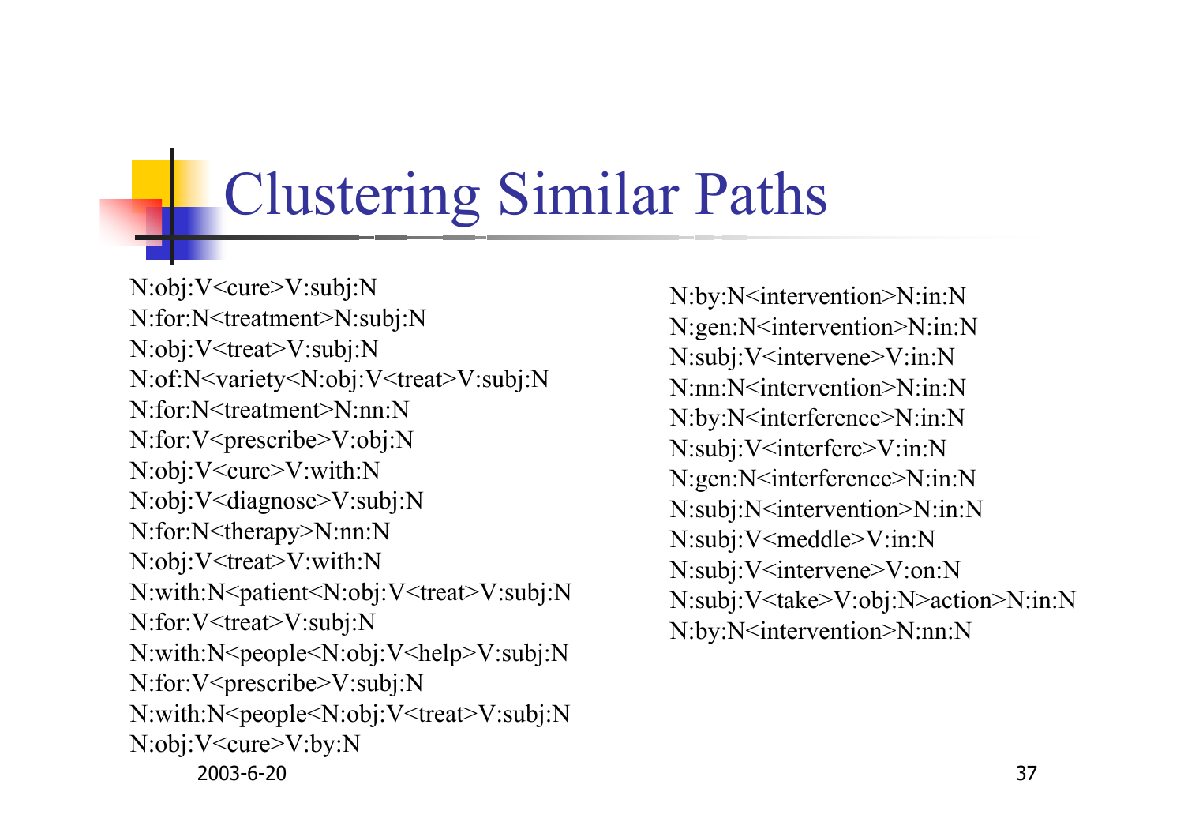# Clustering Similar Paths

N:obj:V<cure>V:subj:N
N:for:N<treatment>N:subj:N
N:obj:V<treat>V:subj:N
N:of:N<variety<N:obj:V<treat>V:subj:N
N:for:N<treatment>N:nn:N
N:for:V<prescribe>V:obj:N
N:obj:V<cure>V:with:N
N:obj:V<diagnose>V:subj:N
N:for:N<therapy>N:nn:N
N:obj:V<treat>V:with:N
N:with:N<patient<N:obj:V<treat>V:subj:N
N:for:V<treat>V:subj:N
N:with:N<people<N:obj:V<help>V:subj:N
N:for:V<prescribe>V:subj:N
N:with:N<people<N:obj:V<treat>V:subj:N
N:obj:V<cure>V:by:N

N:by:N<intervention>N:in:N
N:gen:N<intervention>N:in:N
N:subj:V<intervene>V:in:N
N:nn:N<intervention>N:in:N
N:by:N<interference>N:in:N
N:subj:V<interfere>V:in:N
N:gen:N<interference>N:in:N
N:subj:N<intervention>N:in:N
N:subj:V<meddle>V:in:N
N:subj:V<intervene>V:on:N
N:subj:V<take>V:obj:N>action>N:in:N
N:by:N<intervention>N:nn:N